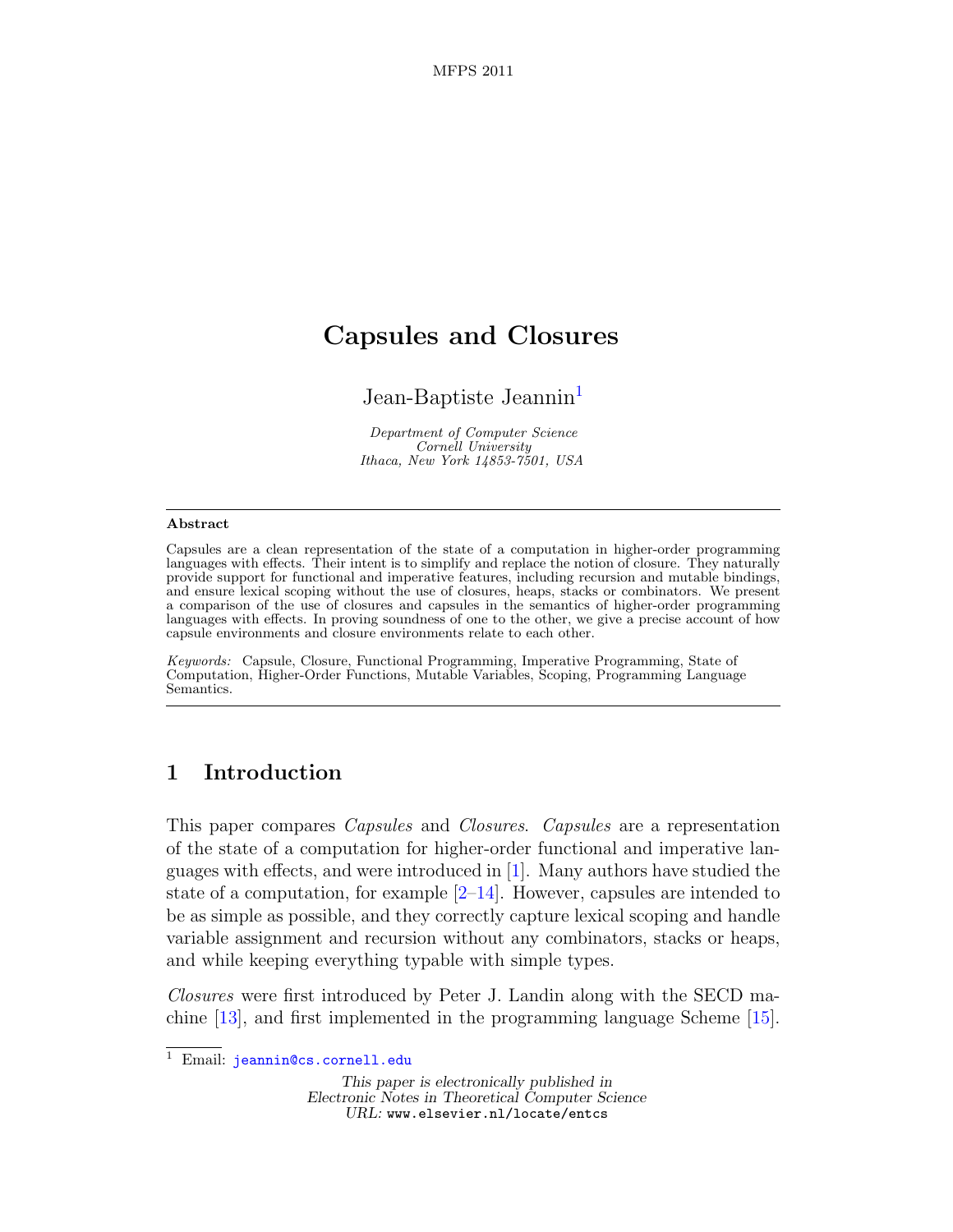# Capsules and Closures

Jean-Baptiste Jeannin[1]

*Department of Computer Science*
*Cornell University*
*Ithaca, New York 14853-7501, USA*

---

**Abstract**

Capsules are a clean representation of the state of a computation in higher-order programming languages with effects. Their intent is to simplify and replace the notion of closure. They naturally provide support for functional and imperative features, including recursion and mutable bindings, and ensure lexical scoping without the use of closures, heaps, stacks or combinators. We present a comparison of the use of closures and capsules in the semantics of higher-order programming languages with effects. In proving soundness of one to the other, we give a precise account of how capsule environments and closure environments relate to each other.

*Keywords:* Capsule, Closure, Functional Programming, Imperative Programming, State of Computation, Higher-Order Functions, Mutable Variables, Scoping, Programming Language Semantics.

---

## 1 Introduction

This paper compares *Capsules* and *Closures*. *Capsules* are a representation of the state of a computation for higher-order functional and imperative languages with effects, and were introduced in [1]. Many authors have studied the state of a computation, for example [2–14]. However, capsules are intended to be as simple as possible, and they correctly capture lexical scoping and handle variable assignment and recursion without any combinators, stacks or heaps, and while keeping everything typable with simple types.

*Closures* were first introduced by Peter J. Landin along with the SECD machine [13], and first implemented in the programming language Scheme [15].

[1] Email: jeannin@cs.cornell.edu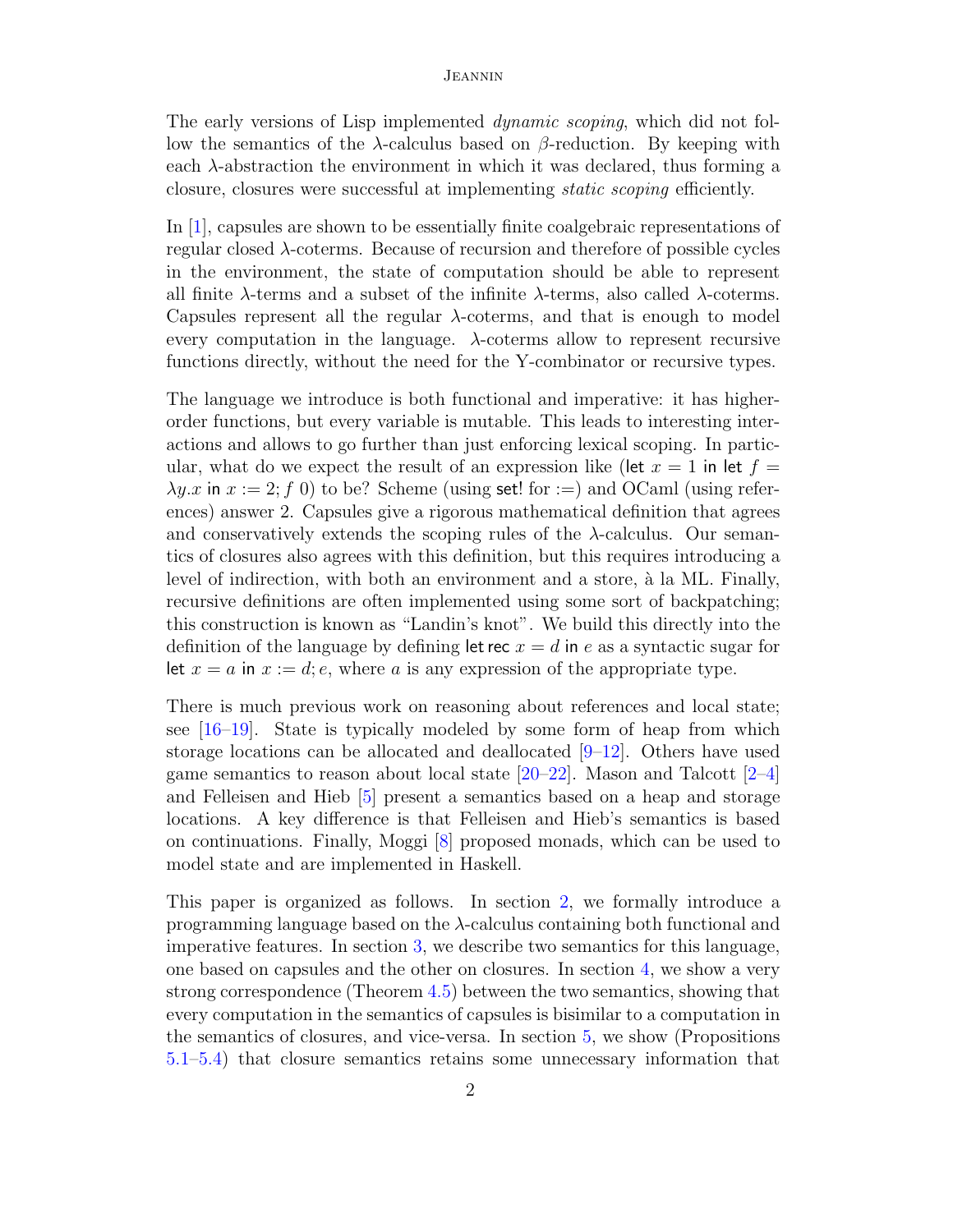The early versions of Lisp implemented *dynamic scoping*, which did not follow the semantics of the $\lambda$-calculus based on $\beta$-reduction. By keeping with each $\lambda$-abstraction the environment in which it was declared, thus forming a closure, closures were successful at implementing *static scoping* efficiently.

In [1], capsules are shown to be essentially finite coalgebraic representations of regular closed $\lambda$-coterms. Because of recursion and therefore of possible cycles in the environment, the state of computation should be able to represent all finite $\lambda$-terms and a subset of the infinite $\lambda$-terms, also called $\lambda$-coterms. Capsules represent all the regular $\lambda$-coterms, and that is enough to model every computation in the language. $\lambda$-coterms allow to represent recursive functions directly, without the need for the Y-combinator or recursive types.

The language we introduce is both functional and imperative: it has higher-order functions, but every variable is mutable. This leads to interesting interactions and allows to go further than just enforcing lexical scoping. In particular, what do we expect the result of an expression like ($\mathsf{let}\ x = 1\ \mathsf{in}\ \mathsf{let}\ f = \lambda y.x\ \mathsf{in}\ x := 2; f\ 0$) to be? Scheme (using $\mathsf{set!}$ for $:=$) and OCaml (using references) answer 2. Capsules give a rigorous mathematical definition that agrees and conservatively extends the scoping rules of the $\lambda$-calculus. Our semantics of closures also agrees with this definition, but this requires introducing a level of indirection, with both an environment and a store, à la ML. Finally, recursive definitions are often implemented using some sort of backpatching; this construction is known as "Landin's knot". We build this directly into the definition of the language by defining $\mathsf{let\,rec}\ x = d\ \mathsf{in}\ e$ as a syntactic sugar for $\mathsf{let}\ x = a\ \mathsf{in}\ x := d; e$, where $a$ is any expression of the appropriate type.

There is much previous work on reasoning about references and local state; see [16–19]. State is typically modeled by some form of heap from which storage locations can be allocated and deallocated [9–12]. Others have used game semantics to reason about local state [20–22]. Mason and Talcott [2–4] and Felleisen and Hieb [5] present a semantics based on a heap and storage locations. A key difference is that Felleisen and Hieb's semantics is based on continuations. Finally, Moggi [8] proposed monads, which can be used to model state and are implemented in Haskell.

This paper is organized as follows. In section 2, we formally introduce a programming language based on the $\lambda$-calculus containing both functional and imperative features. In section 3, we describe two semantics for this language, one based on capsules and the other on closures. In section 4, we show a very strong correspondence (Theorem 4.5) between the two semantics, showing that every computation in the semantics of capsules is bisimilar to a computation in the semantics of closures, and vice-versa. In section 5, we show (Propositions 5.1–5.4) that closure semantics retains some unnecessary information that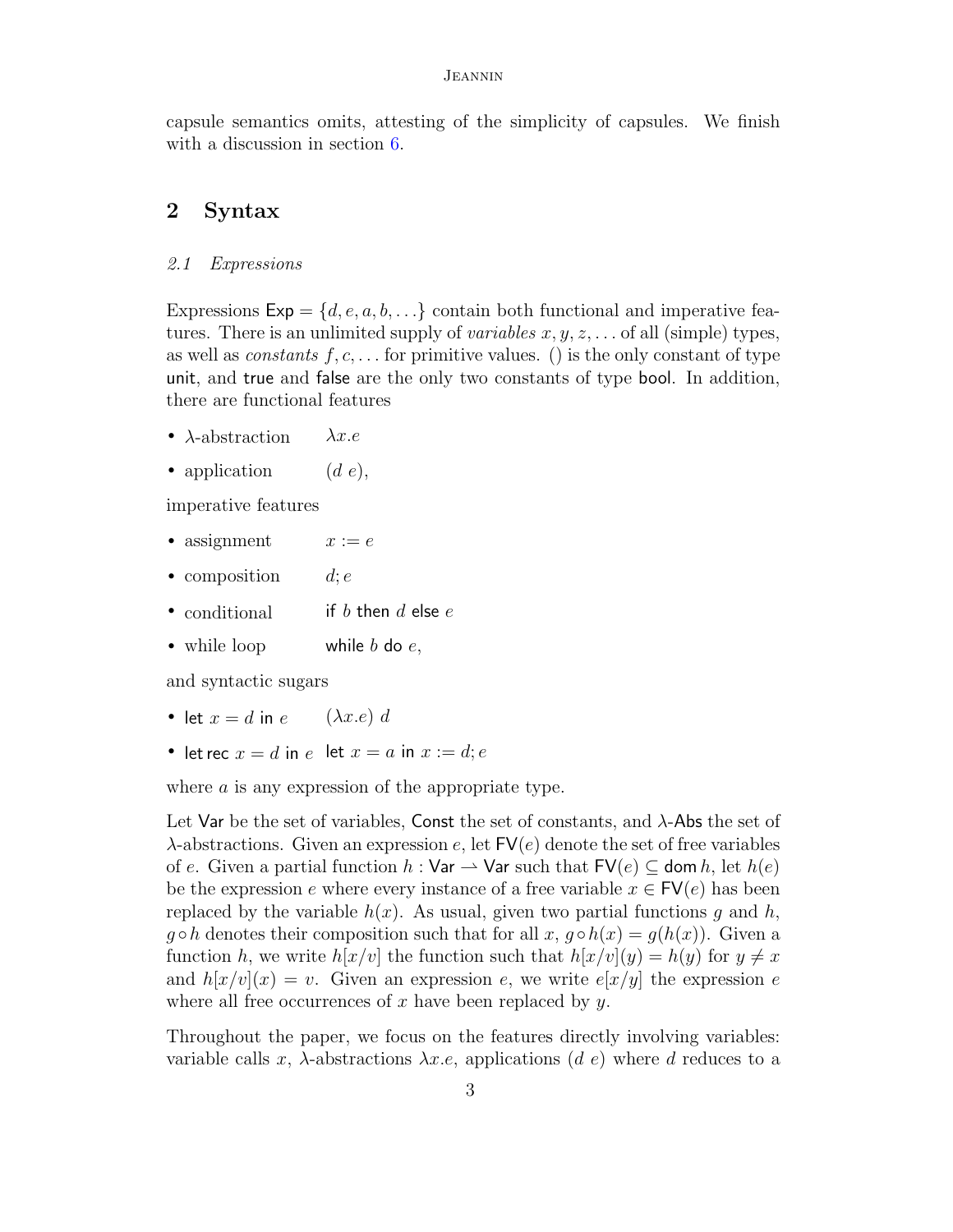capsule semantics omits, attesting of the simplicity of capsules. We finish with a discussion in section 6.

## 2 Syntax

### 2.1 *Expressions*

Expressions $\mathsf{Exp} = \{d, e, a, b, \ldots\}$ contain both functional and imperative features. There is an unlimited supply of *variables* $x, y, z, \ldots$ of all (simple) types, as well as *constants* $f, c, \ldots$ for primitive values. $()$ is the only constant of type $\mathsf{unit}$, and $\mathsf{true}$ and $\mathsf{false}$ are the only two constants of type $\mathsf{bool}$. In addition, there are functional features

- $\lambda$-abstraction $\quad \lambda x.e$
- application $\quad (d\ e)$,

imperative features

- assignment $\quad x := e$
- composition $\quad d; e$
- conditional $\quad \mathsf{if}\ b\ \mathsf{then}\ d\ \mathsf{else}\ e$
- while loop $\quad \mathsf{while}\ b\ \mathsf{do}\ e$,

and syntactic sugars

- $\mathsf{let}\ x = d\ \mathsf{in}\ e \quad (\lambda x.e)\ d$
- $\mathsf{let\,rec}\ x = d\ \mathsf{in}\ e \quad \mathsf{let}\ x = a\ \mathsf{in}\ x := d; e$

where $a$ is any expression of the appropriate type.

Let $\mathsf{Var}$ be the set of variables, $\mathsf{Const}$ the set of constants, and $\lambda$-$\mathsf{Abs}$ the set of $\lambda$-abstractions. Given an expression $e$, let $\mathsf{FV}(e)$ denote the set of free variables of $e$. Given a partial function $h : \mathsf{Var} \rightharpoonup \mathsf{Var}$ such that $\mathsf{FV}(e) \subseteq \mathsf{dom}\, h$, let $h(e)$ be the expression $e$ where every instance of a free variable $x \in \mathsf{FV}(e)$ has been replaced by the variable $h(x)$. As usual, given two partial functions $g$ and $h$, $g \circ h$ denotes their composition such that for all $x$, $g \circ h(x) = g(h(x))$. Given a function $h$, we write $h[x/v]$ the function such that $h[x/v](y) = h(y)$ for $y \neq x$ and $h[x/v](x) = v$. Given an expression $e$, we write $e[x/y]$ the expression $e$ where all free occurrences of $x$ have been replaced by $y$.

Throughout the paper, we focus on the features directly involving variables: variable calls $x$, $\lambda$-abstractions $\lambda x.e$, applications $(d\ e)$ where $d$ reduces to a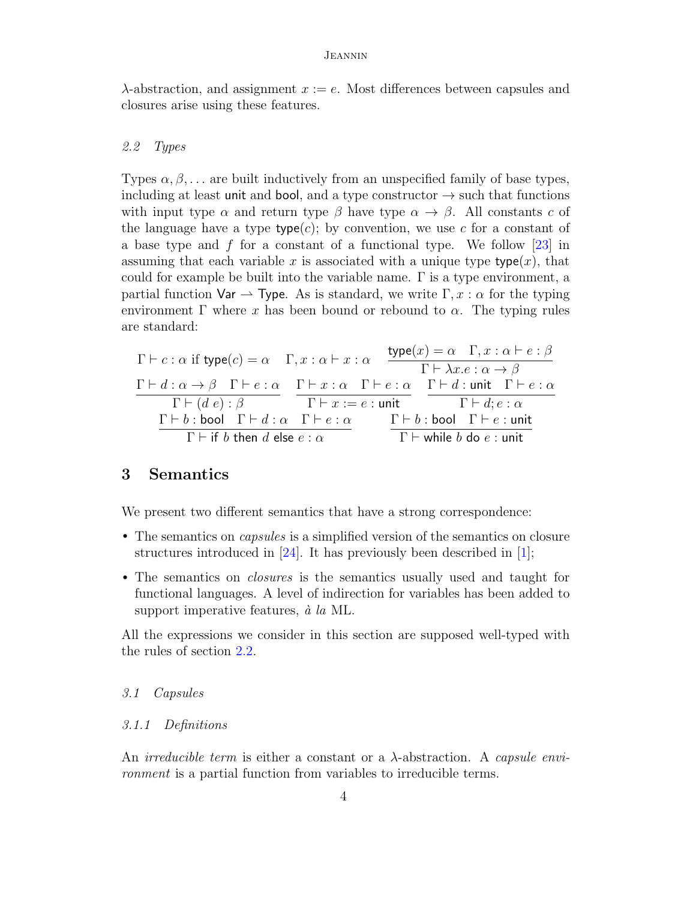λ-abstraction, and assignment $x := e$. Most differences between capsules and closures arise using these features.

### *2.2 Types*

Types $\alpha, \beta, \ldots$ are built inductively from an unspecified family of base types, including at least $\mathsf{unit}$ and $\mathsf{bool}$, and a type constructor $\to$ such that functions with input type $\alpha$ and return type $\beta$ have type $\alpha \to \beta$. All constants $c$ of the language have a type $\mathsf{type}(c)$; by convention, we use $c$ for a constant of a base type and $f$ for a constant of a functional type. We follow [23] in assuming that each variable $x$ is associated with a unique type $\mathsf{type}(x)$, that could for example be built into the variable name. $\Gamma$ is a type environment, a partial function $\mathsf{Var} \rightharpoonup \mathsf{Type}$. As is standard, we write $\Gamma, x : \alpha$ for the typing environment $\Gamma$ where $x$ has been bound or rebound to $\alpha$. The typing rules are standard:

$$\Gamma \vdash c : \alpha \text{ if } \mathsf{type}(c) = \alpha \qquad \Gamma, x : \alpha \vdash x : \alpha \qquad \frac{\mathsf{type}(x) = \alpha \quad \Gamma, x : \alpha \vdash e : \beta}{\Gamma \vdash \lambda x.e : \alpha \to \beta}$$

$$\frac{\Gamma \vdash d : \alpha \to \beta \quad \Gamma \vdash e : \alpha}{\Gamma \vdash (d\ e) : \beta} \qquad \frac{\Gamma \vdash x : \alpha \quad \Gamma \vdash e : \alpha}{\Gamma \vdash x := e : \mathsf{unit}} \qquad \frac{\Gamma \vdash d : \mathsf{unit} \quad \Gamma \vdash e : \alpha}{\Gamma \vdash d; e : \alpha}$$

$$\frac{\Gamma \vdash b : \mathsf{bool} \quad \Gamma \vdash d : \alpha \quad \Gamma \vdash e : \alpha}{\Gamma \vdash \mathsf{if}\ b\ \mathsf{then}\ d\ \mathsf{else}\ e : \alpha} \qquad \frac{\Gamma \vdash b : \mathsf{bool} \quad \Gamma \vdash e : \mathsf{unit}}{\Gamma \vdash \mathsf{while}\ b\ \mathsf{do}\ e : \mathsf{unit}}$$

## 3 Semantics

We present two different semantics that have a strong correspondence:

- The semantics on *capsules* is a simplified version of the semantics on closure structures introduced in [24]. It has previously been described in [1];
- The semantics on *closures* is the semantics usually used and taught for functional languages. A level of indirection for variables has been added to support imperative features, *à la* ML.

All the expressions we consider in this section are supposed well-typed with the rules of section 2.2.

### *3.1 Capsules*

#### *3.1.1 Definitions*

An *irreducible term* is either a constant or a λ-abstraction. A *capsule environment* is a partial function from variables to irreducible terms.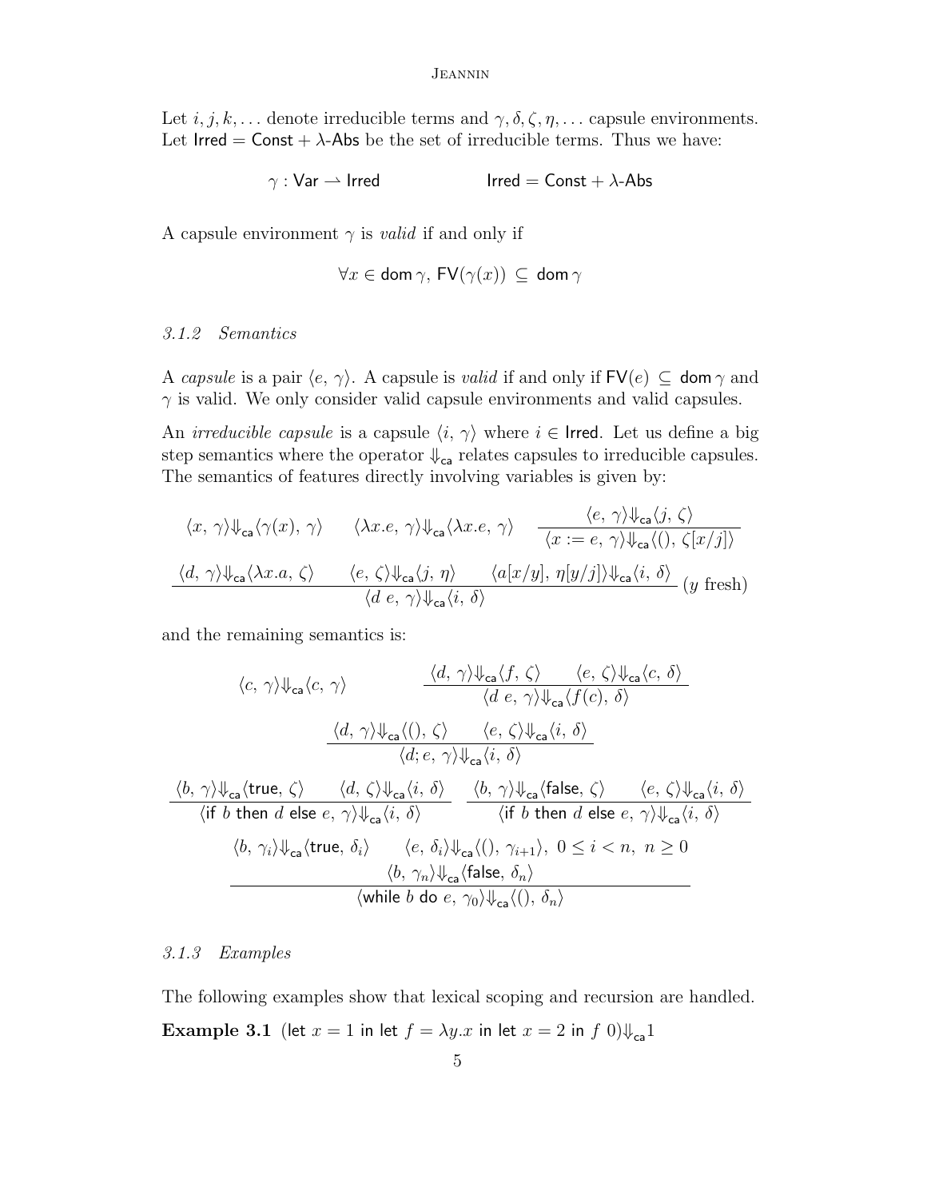Let $i, j, k, \ldots$ denote irreducible terms and $\gamma, \delta, \zeta, \eta, \ldots$ capsule environments. Let $\mathsf{Irred} = \mathsf{Const} + \lambda\text{-}\mathsf{Abs}$ be the set of irreducible terms. Thus we have:

$$\gamma : \mathsf{Var} \rightharpoonup \mathsf{Irred} \qquad\qquad \mathsf{Irred} = \mathsf{Const} + \lambda\text{-}\mathsf{Abs}$$

A capsule environment $\gamma$ is *valid* if and only if

$$\forall x \in \mathsf{dom}\,\gamma,\ \mathsf{FV}(\gamma(x)) \subseteq \mathsf{dom}\,\gamma$$

### 3.1.2 Semantics

A *capsule* is a pair $\langle e,\, \gamma\rangle$. A capsule is *valid* if and only if $\mathsf{FV}(e) \subseteq \mathsf{dom}\,\gamma$ and $\gamma$ is valid. We only consider valid capsule environments and valid capsules.

An *irreducible capsule* is a capsule $\langle i,\, \gamma\rangle$ where $i \in \mathsf{Irred}$. Let us define a big step semantics where the operator $\Downarrow_{\mathsf{ca}}$ relates capsules to irreducible capsules. The semantics of features directly involving variables is given by:

$$\langle x,\, \gamma\rangle \Downarrow_{\mathsf{ca}} \langle \gamma(x),\, \gamma\rangle \qquad \langle \lambda x.e,\, \gamma\rangle \Downarrow_{\mathsf{ca}} \langle \lambda x.e,\, \gamma\rangle \qquad \frac{\langle e,\, \gamma\rangle \Downarrow_{\mathsf{ca}} \langle j,\, \zeta\rangle}{\langle x := e,\, \gamma\rangle \Downarrow_{\mathsf{ca}} \langle (),\, \zeta[x/j]\rangle}$$

$$\frac{\langle d,\, \gamma\rangle \Downarrow_{\mathsf{ca}} \langle \lambda x.a,\, \zeta\rangle \qquad \langle e,\, \zeta\rangle \Downarrow_{\mathsf{ca}} \langle j,\, \eta\rangle \qquad \langle a[x/y],\, \eta[y/j]\rangle \Downarrow_{\mathsf{ca}} \langle i,\, \delta\rangle}{\langle d\ e,\, \gamma\rangle \Downarrow_{\mathsf{ca}} \langle i,\, \delta\rangle}\ (y \text{ fresh})$$

and the remaining semantics is:

$$\langle c,\, \gamma\rangle \Downarrow_{\mathsf{ca}} \langle c,\, \gamma\rangle \qquad\qquad \frac{\langle d,\, \gamma\rangle \Downarrow_{\mathsf{ca}} \langle f,\, \zeta\rangle \qquad \langle e,\, \zeta\rangle \Downarrow_{\mathsf{ca}} \langle c,\, \delta\rangle}{\langle d\ e,\, \gamma\rangle \Downarrow_{\mathsf{ca}} \langle f(c),\, \delta\rangle}$$

$$\frac{\langle d,\, \gamma\rangle \Downarrow_{\mathsf{ca}} \langle (),\, \zeta\rangle \qquad \langle e,\, \zeta\rangle \Downarrow_{\mathsf{ca}} \langle i,\, \delta\rangle}{\langle d; e,\, \gamma\rangle \Downarrow_{\mathsf{ca}} \langle i,\, \delta\rangle}$$

$$\frac{\langle b,\, \gamma\rangle \Downarrow_{\mathsf{ca}} \langle \mathsf{true},\, \zeta\rangle \qquad \langle d,\, \zeta\rangle \Downarrow_{\mathsf{ca}} \langle i,\, \delta\rangle}{\langle \mathsf{if}\ b\ \mathsf{then}\ d\ \mathsf{else}\ e,\, \gamma\rangle \Downarrow_{\mathsf{ca}} \langle i,\, \delta\rangle} \qquad \frac{\langle b,\, \gamma\rangle \Downarrow_{\mathsf{ca}} \langle \mathsf{false},\, \zeta\rangle \qquad \langle e,\, \zeta\rangle \Downarrow_{\mathsf{ca}} \langle i,\, \delta\rangle}{\langle \mathsf{if}\ b\ \mathsf{then}\ d\ \mathsf{else}\ e,\, \gamma\rangle \Downarrow_{\mathsf{ca}} \langle i,\, \delta\rangle}$$

$$\frac{\langle b,\, \gamma_i\rangle \Downarrow_{\mathsf{ca}} \langle \mathsf{true},\, \delta_i\rangle \qquad \langle e,\, \delta_i\rangle \Downarrow_{\mathsf{ca}} \langle (),\, \gamma_{i+1}\rangle,\ 0 \le i < n,\ n \ge 0 \qquad \langle b,\, \gamma_n\rangle \Downarrow_{\mathsf{ca}} \langle \mathsf{false},\, \delta_n\rangle}{\langle \mathsf{while}\ b\ \mathsf{do}\ e,\, \gamma_0\rangle \Downarrow_{\mathsf{ca}} \langle (),\, \delta_n\rangle}$$

### 3.1.3 Examples

The following examples show that lexical scoping and recursion are handled.

**Example 3.1** $(\mathsf{let}\ x = 1\ \mathsf{in}\ \mathsf{let}\ f = \lambda y.x\ \mathsf{in}\ \mathsf{let}\ x = 2\ \mathsf{in}\ f\ 0) \Downarrow_{\mathsf{ca}} 1$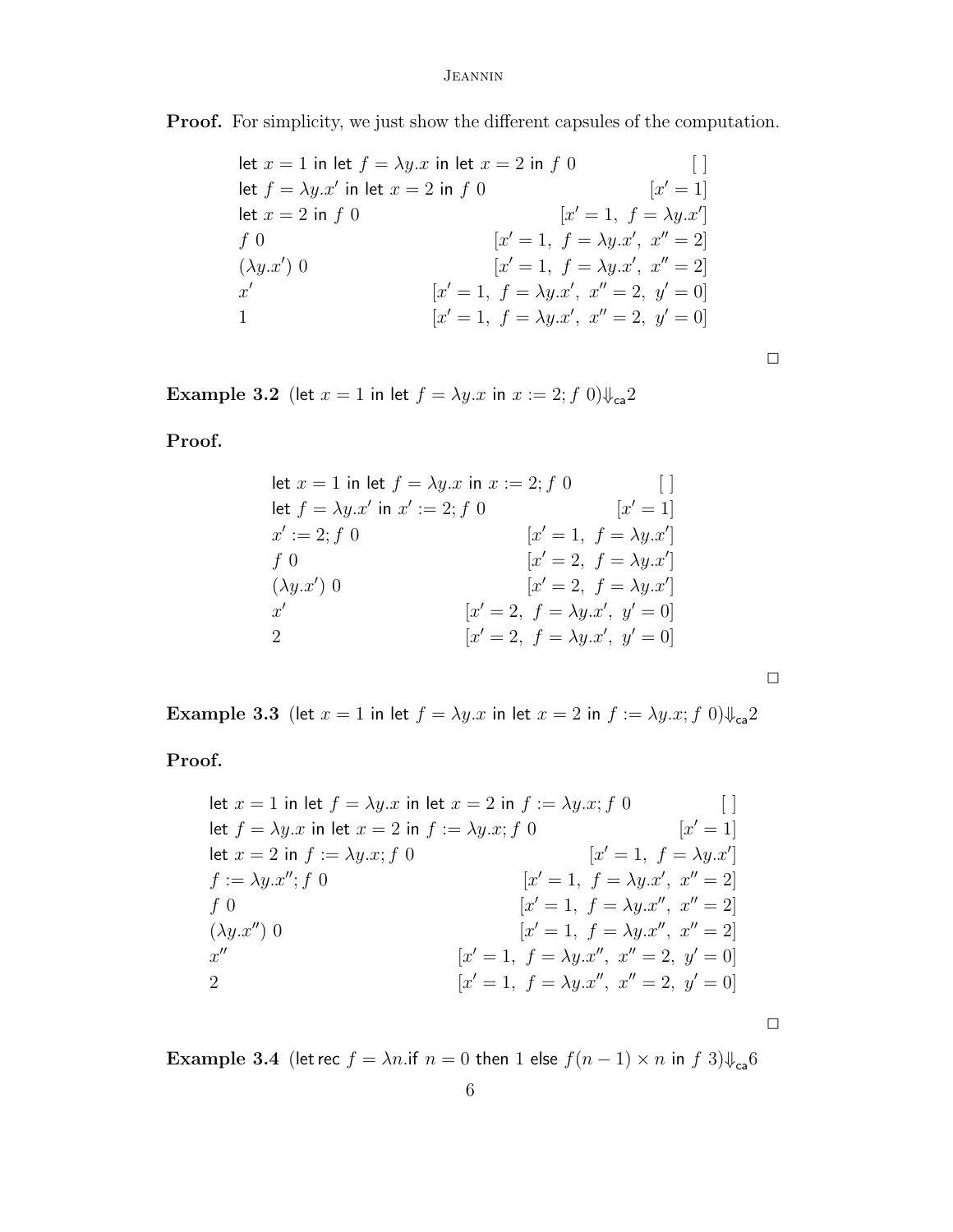**Proof.** For simplicity, we just show the different capsules of the computation.

$$
\begin{array}{lr}
\mathsf{let}\ x = 1\ \mathsf{in}\ \mathsf{let}\ f = \lambda y.x\ \mathsf{in}\ \mathsf{let}\ x = 2\ \mathsf{in}\ f\ 0 & [\,] \\
\mathsf{let}\ f = \lambda y.x'\ \mathsf{in}\ \mathsf{let}\ x = 2\ \mathsf{in}\ f\ 0 & [x' = 1] \\
\mathsf{let}\ x = 2\ \mathsf{in}\ f\ 0 & [x' = 1,\ f = \lambda y.x'] \\
f\ 0 & [x' = 1,\ f = \lambda y.x',\ x'' = 2] \\
(\lambda y.x')\ 0 & [x' = 1,\ f = \lambda y.x',\ x'' = 2] \\
x' & [x' = 1,\ f = \lambda y.x',\ x'' = 2,\ y' = 0] \\
1 & [x' = 1,\ f = \lambda y.x',\ x'' = 2,\ y' = 0]
\end{array}
$$

□

**Example 3.2** $(\mathsf{let}\ x = 1\ \mathsf{in}\ \mathsf{let}\ f = \lambda y.x\ \mathsf{in}\ x := 2; f\ 0)\Downarrow_{\mathsf{ca}} 2$

**Proof.**

$$
\begin{array}{lr}
\mathsf{let}\ x = 1\ \mathsf{in}\ \mathsf{let}\ f = \lambda y.x\ \mathsf{in}\ x := 2; f\ 0 & [\,] \\
\mathsf{let}\ f = \lambda y.x'\ \mathsf{in}\ x' := 2; f\ 0 & [x' = 1] \\
x' := 2; f\ 0 & [x' = 1,\ f = \lambda y.x'] \\
f\ 0 & [x' = 2,\ f = \lambda y.x'] \\
(\lambda y.x')\ 0 & [x' = 2,\ f = \lambda y.x'] \\
x' & [x' = 2,\ f = \lambda y.x',\ y' = 0] \\
2 & [x' = 2,\ f = \lambda y.x',\ y' = 0]
\end{array}
$$

□

**Example 3.3** $(\mathsf{let}\ x = 1\ \mathsf{in}\ \mathsf{let}\ f = \lambda y.x\ \mathsf{in}\ \mathsf{let}\ x = 2\ \mathsf{in}\ f := \lambda y.x; f\ 0)\Downarrow_{\mathsf{ca}} 2$

**Proof.**

$$
\begin{array}{lr}
\mathsf{let}\ x = 1\ \mathsf{in}\ \mathsf{let}\ f = \lambda y.x\ \mathsf{in}\ \mathsf{let}\ x = 2\ \mathsf{in}\ f := \lambda y.x; f\ 0 & [\,] \\
\mathsf{let}\ f = \lambda y.x\ \mathsf{in}\ \mathsf{let}\ x = 2\ \mathsf{in}\ f := \lambda y.x; f\ 0 & [x' = 1] \\
\mathsf{let}\ x = 2\ \mathsf{in}\ f := \lambda y.x; f\ 0 & [x' = 1,\ f = \lambda y.x'] \\
f := \lambda y.x''; f\ 0 & [x' = 1,\ f = \lambda y.x',\ x'' = 2] \\
f\ 0 & [x' = 1,\ f = \lambda y.x'',\ x'' = 2] \\
(\lambda y.x'')\ 0 & [x' = 1,\ f = \lambda y.x'',\ x'' = 2] \\
x'' & [x' = 1,\ f = \lambda y.x'',\ x'' = 2,\ y' = 0] \\
2 & [x' = 1,\ f = \lambda y.x'',\ x'' = 2,\ y' = 0]
\end{array}
$$

□

**Example 3.4** $(\mathsf{let\,rec}\ f = \lambda n.\mathsf{if}\ n = 0\ \mathsf{then}\ 1\ \mathsf{else}\ f(n-1) \times n\ \mathsf{in}\ f\ 3)\Downarrow_{\mathsf{ca}} 6$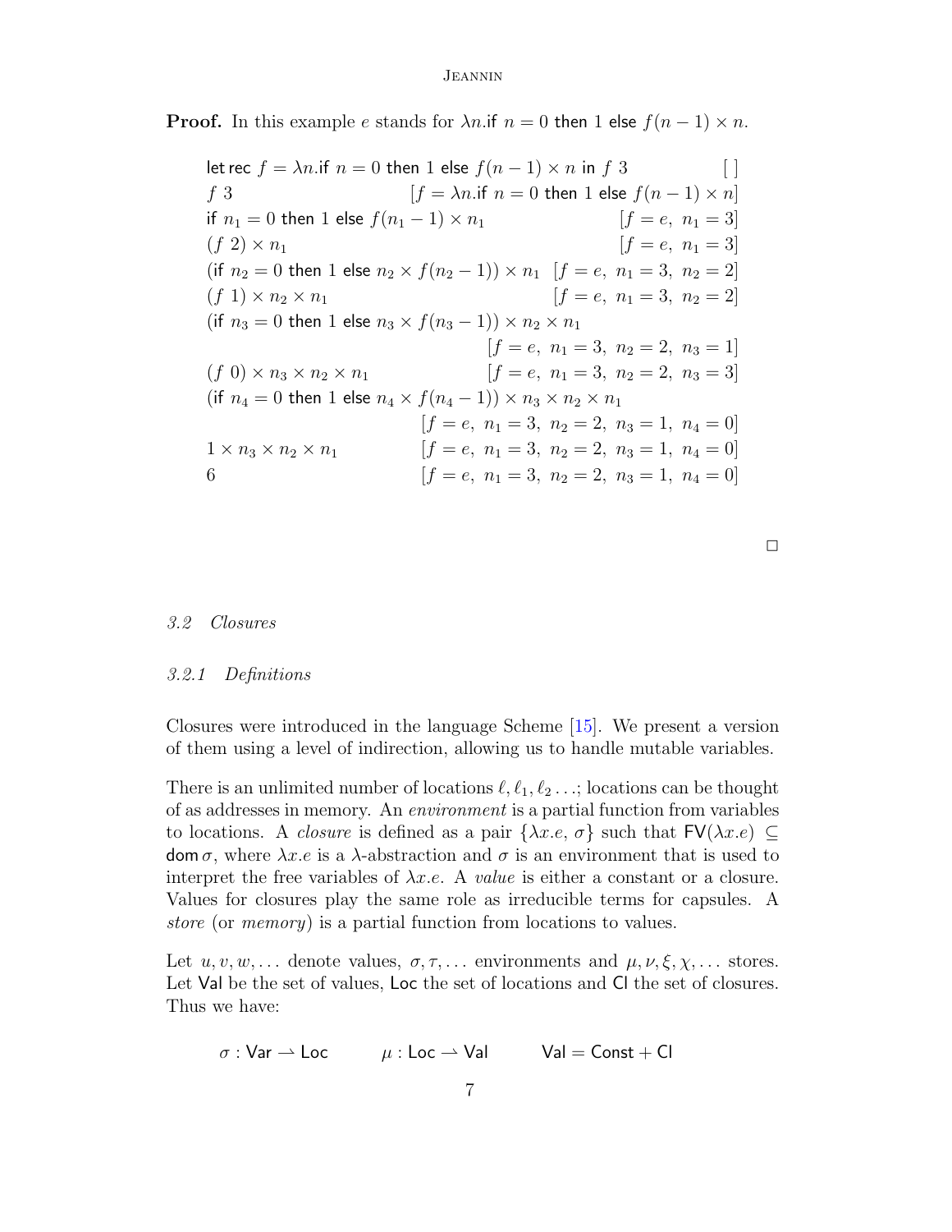**Proof.** In this example $e$ stands for $\lambda n.\mathsf{if}\ n = 0\ \mathsf{then}\ 1\ \mathsf{else}\ f(n-1) \times n$.

$$
\begin{array}{ll}
\mathsf{let\,rec}\ f = \lambda n.\mathsf{if}\ n = 0\ \mathsf{then}\ 1\ \mathsf{else}\ f(n-1) \times n\ \mathsf{in}\ f\ 3 & [\,] \\
f\ 3 & [f = \lambda n.\mathsf{if}\ n = 0\ \mathsf{then}\ 1\ \mathsf{else}\ f(n-1) \times n] \\
\mathsf{if}\ n_1 = 0\ \mathsf{then}\ 1\ \mathsf{else}\ f(n_1 - 1) \times n_1 & [f = e,\ n_1 = 3] \\
(f\ 2) \times n_1 & [f = e,\ n_1 = 3] \\
(\mathsf{if}\ n_2 = 0\ \mathsf{then}\ 1\ \mathsf{else}\ n_2 \times f(n_2 - 1)) \times n_1 & [f = e,\ n_1 = 3,\ n_2 = 2] \\
(f\ 1) \times n_2 \times n_1 & [f = e,\ n_1 = 3,\ n_2 = 2] \\
(\mathsf{if}\ n_3 = 0\ \mathsf{then}\ 1\ \mathsf{else}\ n_3 \times f(n_3 - 1)) \times n_2 \times n_1 & \\
 & [f = e,\ n_1 = 3,\ n_2 = 2,\ n_3 = 1] \\
(f\ 0) \times n_3 \times n_2 \times n_1 & [f = e,\ n_1 = 3,\ n_2 = 2,\ n_3 = 3] \\
(\mathsf{if}\ n_4 = 0\ \mathsf{then}\ 1\ \mathsf{else}\ n_4 \times f(n_4 - 1)) \times n_3 \times n_2 \times n_1 & \\
 & [f = e,\ n_1 = 3,\ n_2 = 2,\ n_3 = 1,\ n_4 = 0] \\
1 \times n_3 \times n_2 \times n_1 & [f = e,\ n_1 = 3,\ n_2 = 2,\ n_3 = 1,\ n_4 = 0] \\
6 & [f = e,\ n_1 = 3,\ n_2 = 2,\ n_3 = 1,\ n_4 = 0]
\end{array}
$$

□

### *3.2 Closures*

#### *3.2.1 Definitions*

Closures were introduced in the language Scheme [15]. We present a version of them using a level of indirection, allowing us to handle mutable variables.

There is an unlimited number of locations $\ell, \ell_1, \ell_2 \ldots$; locations can be thought of as addresses in memory. An *environment* is a partial function from variables to locations. A *closure* is defined as a pair $\{\lambda x.e,\ \sigma\}$ such that $\mathsf{FV}(\lambda x.e) \subseteq \mathsf{dom}\,\sigma$, where $\lambda x.e$ is a $\lambda$-abstraction and $\sigma$ is an environment that is used to interpret the free variables of $\lambda x.e$. A *value* is either a constant or a closure. Values for closures play the same role as irreducible terms for capsules. A *store* (or *memory*) is a partial function from locations to values.

Let $u, v, w, \ldots$ denote values, $\sigma, \tau, \ldots$ environments and $\mu, \nu, \xi, \chi, \ldots$ stores. Let $\mathsf{Val}$ be the set of values, $\mathsf{Loc}$ the set of locations and $\mathsf{Cl}$ the set of closures. Thus we have:

$$\sigma : \mathsf{Var} \rightharpoonup \mathsf{Loc} \qquad \mu : \mathsf{Loc} \rightharpoonup \mathsf{Val} \qquad \mathsf{Val} = \mathsf{Const} + \mathsf{Cl}$$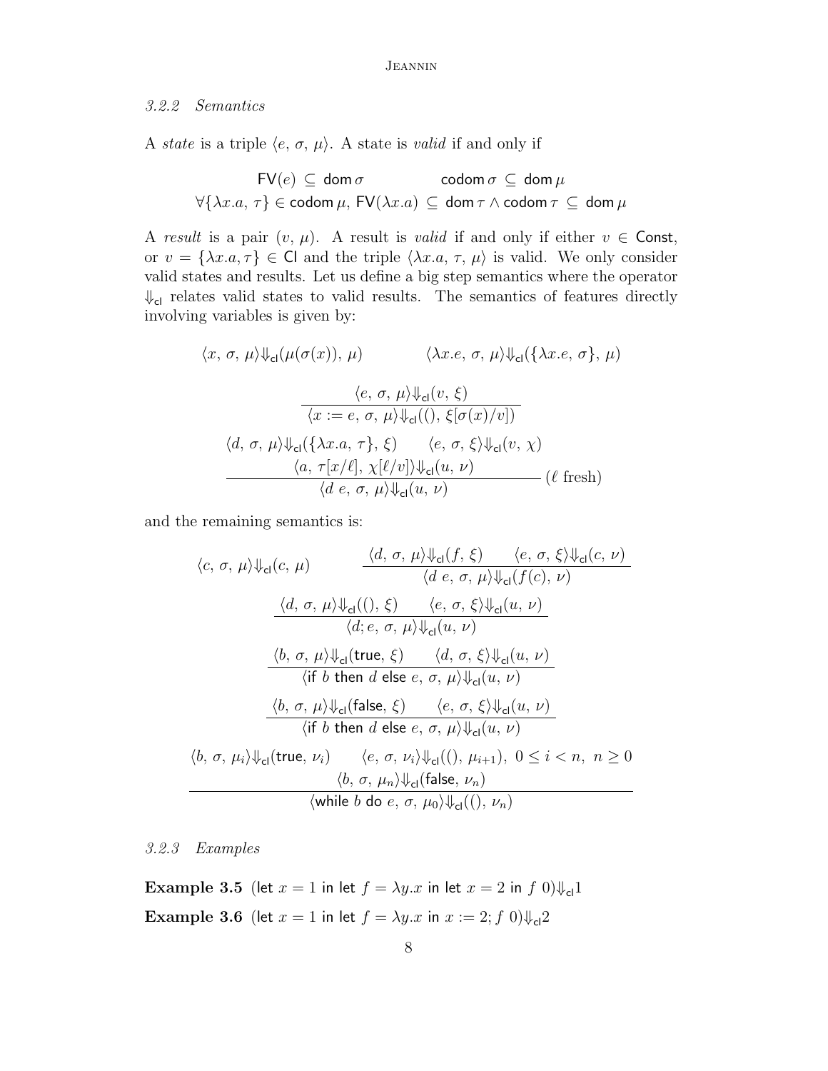### 3.2.2 Semantics

A *state* is a triple $\langle e,\, \sigma,\, \mu\rangle$. A state is *valid* if and only if

$$\mathsf{FV}(e) \subseteq \mathsf{dom}\,\sigma \qquad\qquad \mathsf{codom}\,\sigma \subseteq \mathsf{dom}\,\mu$$
$$\forall\{\lambda x.a,\, \tau\} \in \mathsf{codom}\,\mu,\, \mathsf{FV}(\lambda x.a) \subseteq \mathsf{dom}\,\tau \wedge \mathsf{codom}\,\tau \subseteq \mathsf{dom}\,\mu$$

A *result* is a pair $(v,\, \mu)$. A result is *valid* if and only if either $v \in \mathsf{Const}$, or $v = \{\lambda x.a, \tau\} \in \mathsf{Cl}$ and the triple $\langle \lambda x.a,\, \tau,\, \mu\rangle$ is valid. We only consider valid states and results. Let us define a big step semantics where the operator $\Downarrow_{\mathsf{cl}}$ relates valid states to valid results. The semantics of features directly involving variables is given by:

$$\langle x,\, \sigma,\, \mu\rangle \Downarrow_{\mathsf{cl}} (\mu(\sigma(x)),\, \mu) \qquad\qquad \langle \lambda x.e,\, \sigma,\, \mu\rangle \Downarrow_{\mathsf{cl}} (\{\lambda x.e,\, \sigma\},\, \mu)$$

$$\frac{\langle e,\, \sigma,\, \mu\rangle \Downarrow_{\mathsf{cl}} (v,\, \xi)}{\langle x := e,\, \sigma,\, \mu\rangle \Downarrow_{\mathsf{cl}} ((),\, \xi[\sigma(x)/v])}$$

$$\frac{\langle d,\, \sigma,\, \mu\rangle \Downarrow_{\mathsf{cl}} (\{\lambda x.a,\, \tau\},\, \xi) \qquad \langle e,\, \sigma,\, \xi\rangle \Downarrow_{\mathsf{cl}} (v,\, \chi) \qquad \langle a,\, \tau[x/\ell],\, \chi[\ell/v]\rangle \Downarrow_{\mathsf{cl}} (u,\, \nu)}{\langle d\ e,\, \sigma,\, \mu\rangle \Downarrow_{\mathsf{cl}} (u,\, \nu)}\ (\ell \text{ fresh})$$

and the remaining semantics is:

$$\langle c,\, \sigma,\, \mu\rangle \Downarrow_{\mathsf{cl}} (c,\, \mu) \qquad\qquad \frac{\langle d,\, \sigma,\, \mu\rangle \Downarrow_{\mathsf{cl}} (f,\, \xi) \qquad \langle e,\, \sigma,\, \xi\rangle \Downarrow_{\mathsf{cl}} (c,\, \nu)}{\langle d\ e,\, \sigma,\, \mu\rangle \Downarrow_{\mathsf{cl}} (f(c),\, \nu)}$$

$$\frac{\langle d,\, \sigma,\, \mu\rangle \Downarrow_{\mathsf{cl}} ((),\, \xi) \qquad \langle e,\, \sigma,\, \xi\rangle \Downarrow_{\mathsf{cl}} (u,\, \nu)}{\langle d; e,\, \sigma,\, \mu\rangle \Downarrow_{\mathsf{cl}} (u,\, \nu)}$$

$$\frac{\langle b,\, \sigma,\, \mu\rangle \Downarrow_{\mathsf{cl}} (\mathsf{true},\, \xi) \qquad \langle d,\, \sigma,\, \xi\rangle \Downarrow_{\mathsf{cl}} (u,\, \nu)}{\langle \mathsf{if}\ b\ \mathsf{then}\ d\ \mathsf{else}\ e,\, \sigma,\, \mu\rangle \Downarrow_{\mathsf{cl}} (u,\, \nu)}$$

$$\frac{\langle b,\, \sigma,\, \mu\rangle \Downarrow_{\mathsf{cl}} (\mathsf{false},\, \xi) \qquad \langle e,\, \sigma,\, \xi\rangle \Downarrow_{\mathsf{cl}} (u,\, \nu)}{\langle \mathsf{if}\ b\ \mathsf{then}\ d\ \mathsf{else}\ e,\, \sigma,\, \mu\rangle \Downarrow_{\mathsf{cl}} (u,\, \nu)}$$

$$\frac{\langle b,\, \sigma,\, \mu_i\rangle \Downarrow_{\mathsf{cl}} (\mathsf{true},\, \nu_i) \qquad \langle e,\, \sigma,\, \nu_i\rangle \Downarrow_{\mathsf{cl}} ((),\, \mu_{i+1}),\ 0 \le i < n,\ n \ge 0 \qquad \langle b,\, \sigma,\, \mu_n\rangle \Downarrow_{\mathsf{cl}} (\mathsf{false},\, \nu_n)}{\langle \mathsf{while}\ b\ \mathsf{do}\ e,\, \sigma,\, \mu_0\rangle \Downarrow_{\mathsf{cl}} ((),\, \nu_n)}$$

### 3.2.3 Examples

**Example 3.5** $(\mathsf{let}\ x = 1\ \mathsf{in}\ \mathsf{let}\ f = \lambda y.x\ \mathsf{in}\ \mathsf{let}\ x = 2\ \mathsf{in}\ f\ 0) \Downarrow_{\mathsf{cl}} 1$

**Example 3.6** $(\mathsf{let}\ x = 1\ \mathsf{in}\ \mathsf{let}\ f = \lambda y.x\ \mathsf{in}\ x := 2; f\ 0) \Downarrow_{\mathsf{cl}} 2$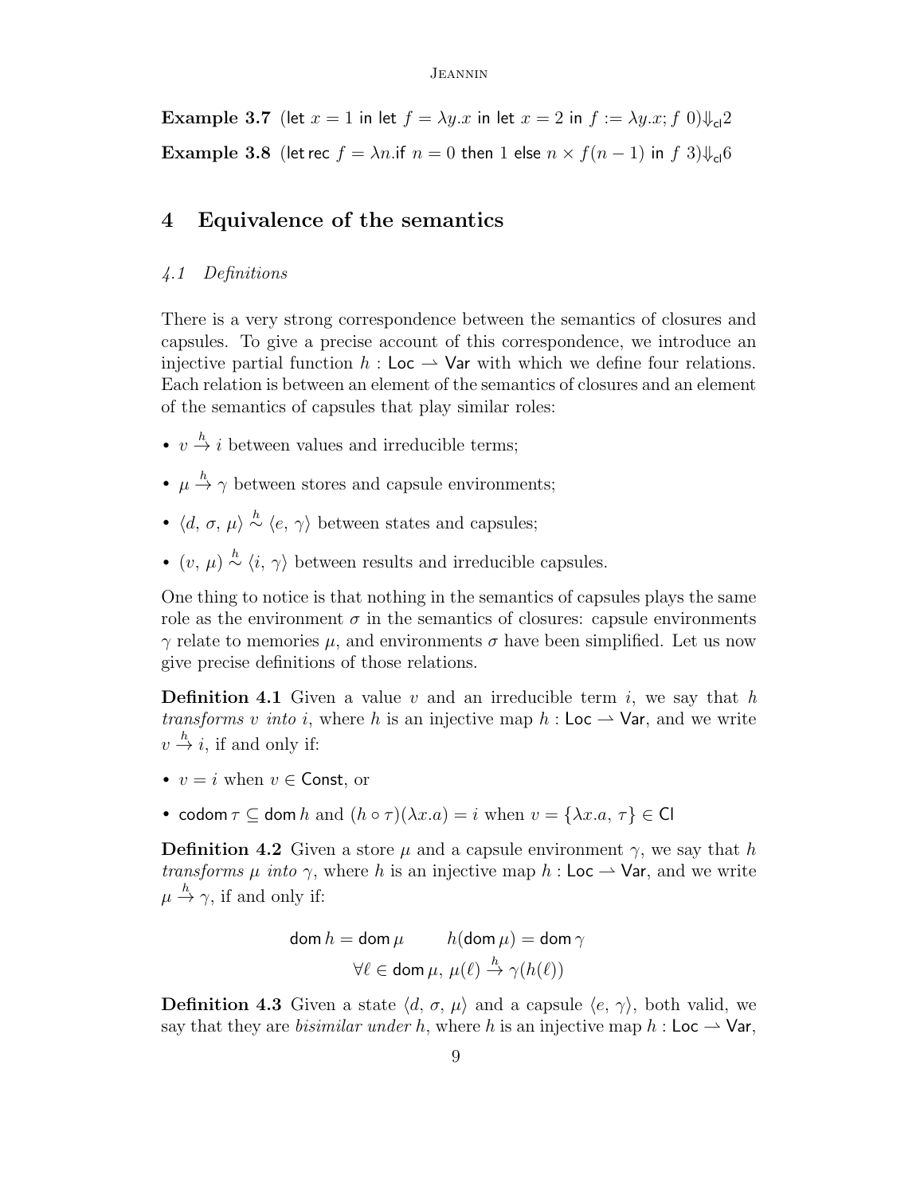**Example 3.7** $(\mathsf{let}\ x = 1\ \mathsf{in}\ \mathsf{let}\ f = \lambda y.x\ \mathsf{in}\ \mathsf{let}\ x = 2\ \mathsf{in}\ f := \lambda y.x; f\ 0) \Downarrow_{\mathsf{cl}} 2$

**Example 3.8** $(\mathsf{let\,rec}\ f = \lambda n.\mathsf{if}\ n = 0\ \mathsf{then}\ 1\ \mathsf{else}\ n \times f(n-1)\ \mathsf{in}\ f\ 3) \Downarrow_{\mathsf{cl}} 6$

## 4 Equivalence of the semantics

### *4.1 Definitions*

There is a very strong correspondence between the semantics of closures and capsules. To give a precise account of this correspondence, we introduce an injective partial function $h : \mathsf{Loc} \rightharpoonup \mathsf{Var}$ with which we define four relations. Each relation is between an element of the semantics of closures and an element of the semantics of capsules that play similar roles:

- $v \stackrel{h}{\to} i$ between values and irreducible terms;
- $\mu \stackrel{h}{\to} \gamma$ between stores and capsule environments;
- $\langle d,\, \sigma,\, \mu\rangle \stackrel{h}{\sim} \langle e,\, \gamma\rangle$ between states and capsules;
- $(v,\, \mu) \stackrel{h}{\sim} \langle i,\, \gamma\rangle$ between results and irreducible capsules.

One thing to notice is that nothing in the semantics of capsules plays the same role as the environment $\sigma$ in the semantics of closures: capsule environments $\gamma$ relate to memories $\mu$, and environments $\sigma$ have been simplified. Let us now give precise definitions of those relations.

**Definition 4.1** Given a value $v$ and an irreducible term $i$, we say that $h$ *transforms $v$ into $i$*, where $h$ is an injective map $h : \mathsf{Loc} \rightharpoonup \mathsf{Var}$, and we write $v \stackrel{h}{\to} i$, if and only if:

- $v = i$ when $v \in \mathsf{Const}$, or
- $\mathsf{codom}\,\tau \subseteq \mathsf{dom}\,h$ and $(h \circ \tau)(\lambda x.a) = i$ when $v = \{\lambda x.a,\, \tau\} \in \mathsf{Cl}$

**Definition 4.2** Given a store $\mu$ and a capsule environment $\gamma$, we say that $h$ *transforms $\mu$ into $\gamma$*, where $h$ is an injective map $h : \mathsf{Loc} \rightharpoonup \mathsf{Var}$, and we write $\mu \stackrel{h}{\to} \gamma$, if and only if:

$$\mathsf{dom}\,h = \mathsf{dom}\,\mu \qquad h(\mathsf{dom}\,\mu) = \mathsf{dom}\,\gamma$$
$$\forall \ell \in \mathsf{dom}\,\mu,\ \mu(\ell) \stackrel{h}{\to} \gamma(h(\ell))$$

**Definition 4.3** Given a state $\langle d,\, \sigma,\, \mu\rangle$ and a capsule $\langle e,\, \gamma\rangle$, both valid, we say that they are *bisimilar under $h$*, where $h$ is an injective map $h : \mathsf{Loc} \rightharpoonup \mathsf{Var}$,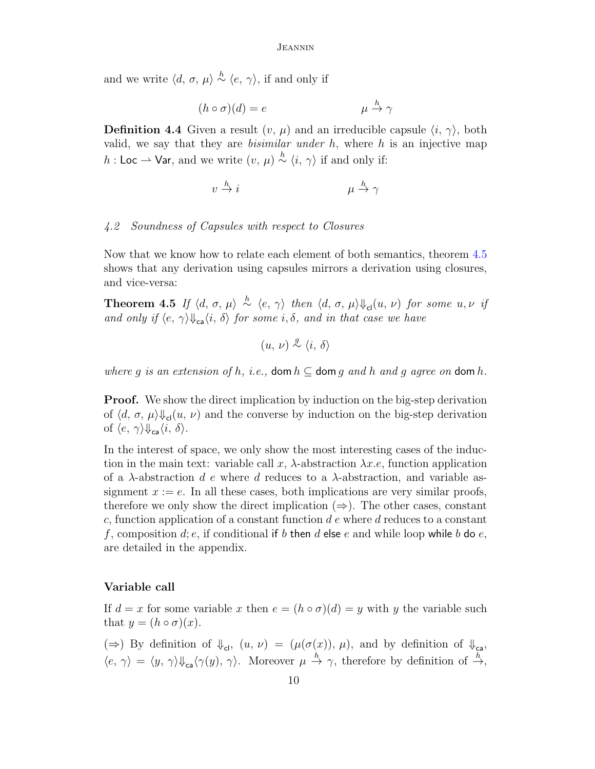and we write $\langle d,\, \sigma,\, \mu\rangle \overset{h}{\sim} \langle e,\, \gamma\rangle$, if and only if

$$(h \circ \sigma)(d) = e \qquad\qquad \mu \overset{h}{\to} \gamma$$

**Definition 4.4** Given a result $(v,\, \mu)$ and an irreducible capsule $\langle i,\, \gamma\rangle$, both valid, we say that they are *bisimilar under* $h$, where $h$ is an injective map $h : \mathsf{Loc} \rightharpoonup \mathsf{Var}$, and we write $(v,\, \mu) \overset{h}{\sim} \langle i,\, \gamma\rangle$ if and only if:

$$v \overset{h}{\to} i \qquad\qquad \mu \overset{h}{\to} \gamma$$

### 4.2 Soundness of Capsules with respect to Closures

Now that we know how to relate each element of both semantics, theorem 4.5 shows that any derivation using capsules mirrors a derivation using closures, and vice-versa:

**Theorem 4.5** *If* $\langle d,\, \sigma,\, \mu\rangle \overset{h}{\sim} \langle e,\, \gamma\rangle$ *then* $\langle d,\, \sigma,\, \mu\rangle{\Downarrow_{\mathsf{cl}}}(u,\, \nu)$ *for some* $u, \nu$ *if and only if* $\langle e,\, \gamma\rangle{\Downarrow_{\mathsf{ca}}}\langle i,\, \delta\rangle$ *for some* $i, \delta$*, and in that case we have*

$$(u,\, \nu) \overset{g}{\sim} \langle i,\, \delta\rangle$$

*where* $g$ *is an extension of* $h$*, i.e.,* $\mathsf{dom}\, h \subseteq \mathsf{dom}\, g$ *and* $h$ *and* $g$ *agree on* $\mathsf{dom}\, h$*.*

**Proof.** We show the direct implication by induction on the big-step derivation of $\langle d,\, \sigma,\, \mu\rangle{\Downarrow_{\mathsf{cl}}}(u,\, \nu)$ and the converse by induction on the big-step derivation of $\langle e,\, \gamma\rangle{\Downarrow_{\mathsf{ca}}}\langle i,\, \delta\rangle$.

In the interest of space, we only show the most interesting cases of the induction in the main text: variable call $x$, $\lambda$-abstraction $\lambda x.e$, function application of a $\lambda$-abstraction $d\ e$ where $d$ reduces to a $\lambda$-abstraction, and variable assignment $x := e$. In all these cases, both implications are very similar proofs, therefore we only show the direct implication ($\Rightarrow$). The other cases, constant $c$, function application of a constant function $d\ e$ where $d$ reduces to a constant $f$, composition $d; e$, if conditional $\mathsf{if}\ b\ \mathsf{then}\ d\ \mathsf{else}\ e$ and while loop $\mathsf{while}\ b\ \mathsf{do}\ e$, are detailed in the appendix.

**Variable call**

If $d = x$ for some variable $x$ then $e = (h \circ \sigma)(d) = y$ with $y$ the variable such that $y = (h \circ \sigma)(x)$.

($\Rightarrow$) By definition of $\Downarrow_{\mathsf{cl}}$, $(u,\, \nu) = (\mu(\sigma(x)),\, \mu)$, and by definition of $\Downarrow_{\mathsf{ca}}$, $\langle e,\, \gamma\rangle = \langle y,\, \gamma\rangle{\Downarrow_{\mathsf{ca}}}\langle \gamma(y),\, \gamma\rangle$. Moreover $\mu \overset{h}{\to} \gamma$, therefore by definition of $\overset{h}{\to}$,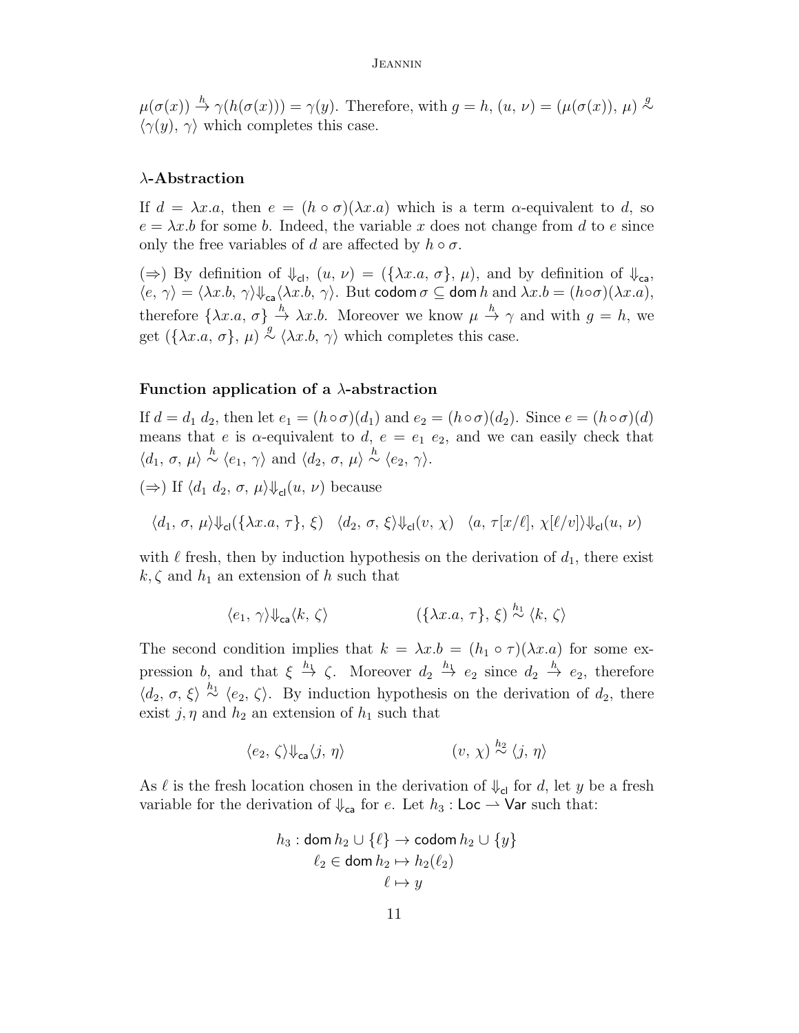$\mu(\sigma(x)) \xrightarrow{h} \gamma(h(\sigma(x))) = \gamma(y)$. Therefore, with $g = h$, $(u,\, \nu) = (\mu(\sigma(x)),\, \mu) \overset{g}{\sim} \langle \gamma(y),\, \gamma\rangle$ which completes this case.

### $\lambda$-Abstraction

If $d = \lambda x.a$, then $e = (h \circ \sigma)(\lambda x.a)$ which is a term $\alpha$-equivalent to $d$, so $e = \lambda x.b$ for some $b$. Indeed, the variable $x$ does not change from $d$ to $e$ since only the free variables of $d$ are affected by $h \circ \sigma$.

($\Rightarrow$) By definition of $\Downarrow_{\mathsf{cl}}$, $(u,\, \nu) = (\{\lambda x.a,\, \sigma\},\, \mu)$, and by definition of $\Downarrow_{\mathsf{ca}}$, $\langle e,\, \gamma\rangle = \langle \lambda x.b,\, \gamma\rangle \Downarrow_{\mathsf{ca}} \langle \lambda x.b,\, \gamma\rangle$. But $\mathsf{codom}\, \sigma \subseteq \mathsf{dom}\, h$ and $\lambda x.b = (h \circ \sigma)(\lambda x.a)$, therefore $\{\lambda x.a,\, \sigma\} \xrightarrow{h} \lambda x.b$. Moreover we know $\mu \xrightarrow{h} \gamma$ and with $g = h$, we get $(\{\lambda x.a,\, \sigma\},\, \mu) \overset{g}{\sim} \langle \lambda x.b,\, \gamma\rangle$ which completes this case.

### Function application of a $\lambda$-abstraction

If $d = d_1\ d_2$, then let $e_1 = (h \circ \sigma)(d_1)$ and $e_2 = (h \circ \sigma)(d_2)$. Since $e = (h \circ \sigma)(d)$ means that $e$ is $\alpha$-equivalent to $d$, $e = e_1\ e_2$, and we can easily check that $\langle d_1,\, \sigma,\, \mu\rangle \overset{h}{\sim} \langle e_1,\, \gamma\rangle$ and $\langle d_2,\, \sigma,\, \mu\rangle \overset{h}{\sim} \langle e_2,\, \gamma\rangle$.

($\Rightarrow$) If $\langle d_1\ d_2,\, \sigma,\, \mu\rangle \Downarrow_{\mathsf{cl}} (u,\, \nu)$ because

$$\langle d_1,\, \sigma,\, \mu\rangle \Downarrow_{\mathsf{cl}} (\{\lambda x.a,\, \tau\},\, \xi) \quad \langle d_2,\, \sigma,\, \xi\rangle \Downarrow_{\mathsf{cl}} (v,\, \chi) \quad \langle a,\, \tau[x/\ell],\, \chi[\ell/v]\rangle \Downarrow_{\mathsf{cl}} (u,\, \nu)$$

with $\ell$ fresh, then by induction hypothesis on the derivation of $d_1$, there exist $k, \zeta$ and $h_1$ an extension of $h$ such that

$$\langle e_1,\, \gamma\rangle \Downarrow_{\mathsf{ca}} \langle k,\, \zeta\rangle \qquad\qquad (\{\lambda x.a,\, \tau\},\, \xi) \overset{h_1}{\sim} \langle k,\, \zeta\rangle$$

The second condition implies that $k = \lambda x.b = (h_1 \circ \tau)(\lambda x.a)$ for some expression $b$, and that $\xi \xrightarrow{h_1} \zeta$. Moreover $d_2 \xrightarrow{h_1} e_2$ since $d_2 \xrightarrow{h} e_2$, therefore $\langle d_2,\, \sigma,\, \xi\rangle \overset{h_1}{\sim} \langle e_2,\, \zeta\rangle$. By induction hypothesis on the derivation of $d_2$, there exist $j, \eta$ and $h_2$ an extension of $h_1$ such that

$$\langle e_2,\, \zeta\rangle \Downarrow_{\mathsf{ca}} \langle j,\, \eta\rangle \qquad\qquad (v,\, \chi) \overset{h_2}{\sim} \langle j,\, \eta\rangle$$

As $\ell$ is the fresh location chosen in the derivation of $\Downarrow_{\mathsf{cl}}$ for $d$, let $y$ be a fresh variable for the derivation of $\Downarrow_{\mathsf{ca}}$ for $e$. Let $h_3 : \mathsf{Loc} \rightharpoonup \mathsf{Var}$ such that:

$$\begin{aligned} h_3 : \mathsf{dom}\, h_2 \cup \{\ell\} &\to \mathsf{codom}\, h_2 \cup \{y\} \\ \ell_2 \in \mathsf{dom}\, h_2 &\mapsto h_2(\ell_2) \\ \ell &\mapsto y \end{aligned}$$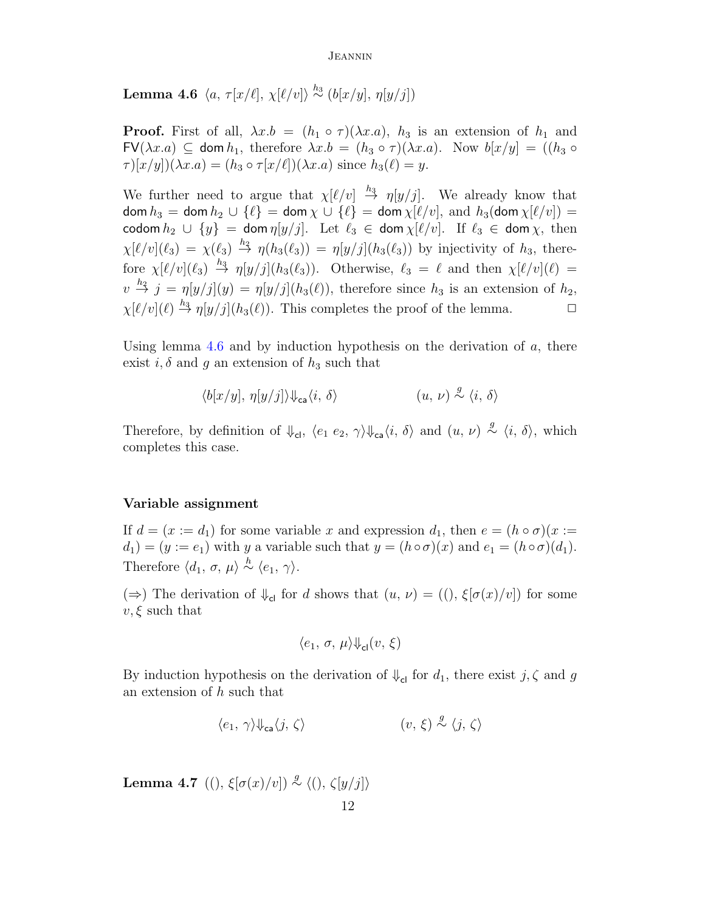**Lemma 4.6** $\langle a,\, \tau[x/\ell],\, \chi[\ell/v]\rangle \overset{h_3}{\sim} (b[x/y],\, \eta[y/j])$

**Proof.** First of all, $\lambda x.b = (h_1 \circ \tau)(\lambda x.a)$, $h_3$ is an extension of $h_1$ and $\mathsf{FV}(\lambda x.a) \subseteq \mathsf{dom}\, h_1$, therefore $\lambda x.b = (h_3 \circ \tau)(\lambda x.a)$. Now $b[x/y] = ((h_3 \circ \tau)[x/y])(\lambda x.a) = (h_3 \circ \tau[x/\ell])(\lambda x.a)$ since $h_3(\ell) = y$.

We further need to argue that $\chi[\ell/v] \overset{h_3}{\to} \eta[y/j]$. We already know that $\mathsf{dom}\, h_3 = \mathsf{dom}\, h_2 \cup \{\ell\} = \mathsf{dom}\, \chi \cup \{\ell\} = \mathsf{dom}\, \chi[\ell/v]$, and $h_3(\mathsf{dom}\, \chi[\ell/v]) = \mathsf{codom}\, h_2 \cup \{y\} = \mathsf{dom}\, \eta[y/j]$. Let $\ell_3 \in \mathsf{dom}\, \chi[\ell/v]$. If $\ell_3 \in \mathsf{dom}\, \chi$, then $\chi[\ell/v](\ell_3) = \chi(\ell_3) \overset{h_2}{\to} \eta(h_3(\ell_3)) = \eta[y/j](h_3(\ell_3))$ by injectivity of $h_3$, therefore $\chi[\ell/v](\ell_3) \overset{h_3}{\to} \eta[y/j](h_3(\ell_3))$. Otherwise, $\ell_3 = \ell$ and then $\chi[\ell/v](\ell) = v \overset{h_2}{\to} j = \eta[y/j](y) = \eta[y/j](h_3(\ell))$, therefore since $h_3$ is an extension of $h_2$, $\chi[\ell/v](\ell) \overset{h_3}{\to} \eta[y/j](h_3(\ell))$. This completes the proof of the lemma. $\square$

Using lemma 4.6 and by induction hypothesis on the derivation of $a$, there exist $i, \delta$ and $g$ an extension of $h_3$ such that

$$\langle b[x/y],\, \eta[y/j]\rangle \Downarrow_{\mathsf{ca}} \langle i,\, \delta\rangle \qquad\qquad (u,\, \nu) \overset{g}{\sim} \langle i,\, \delta\rangle$$

Therefore, by definition of $\Downarrow_{\mathsf{cl}}$, $\langle e_1\; e_2,\, \gamma\rangle \Downarrow_{\mathsf{ca}} \langle i,\, \delta\rangle$ and $(u,\, \nu) \overset{g}{\sim} \langle i,\, \delta\rangle$, which completes this case.

### Variable assignment

If $d = (x := d_1)$ for some variable $x$ and expression $d_1$, then $e = (h \circ \sigma)(x := d_1) = (y := e_1)$ with $y$ a variable such that $y = (h \circ \sigma)(x)$ and $e_1 = (h \circ \sigma)(d_1)$. Therefore $\langle d_1,\, \sigma,\, \mu\rangle \overset{h}{\sim} \langle e_1,\, \gamma\rangle$.

($\Rightarrow$) The derivation of $\Downarrow_{\mathsf{cl}}$ for $d$ shows that $(u,\, \nu) = ((),\, \xi[\sigma(x)/v])$ for some $v, \xi$ such that

$$\langle e_1,\, \sigma,\, \mu\rangle \Downarrow_{\mathsf{cl}} (v,\, \xi)$$

By induction hypothesis on the derivation of $\Downarrow_{\mathsf{cl}}$ for $d_1$, there exist $j, \zeta$ and $g$ an extension of $h$ such that

$$\langle e_1,\, \gamma\rangle \Downarrow_{\mathsf{ca}} \langle j,\, \zeta\rangle \qquad\qquad (v,\, \xi) \overset{g}{\sim} \langle j,\, \zeta\rangle$$

**Lemma 4.7** $((),\, \xi[\sigma(x)/v]) \overset{g}{\sim} \langle (),\, \zeta[y/j]\rangle$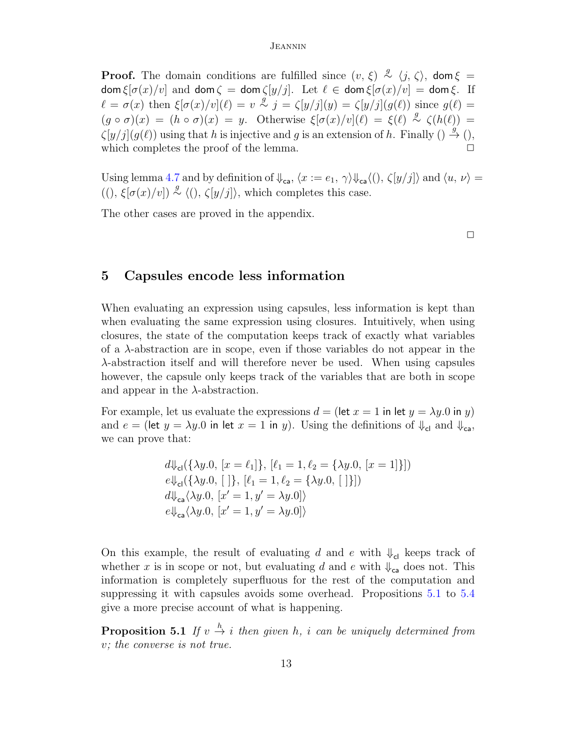**Proof.** The domain conditions are fulfilled since $(v, \xi) \overset{g}{\sim} \langle j, \zeta \rangle$, $\mathsf{dom}\,\xi = \mathsf{dom}\,\xi[\sigma(x)/v]$ and $\mathsf{dom}\,\zeta = \mathsf{dom}\,\zeta[y/j]$. Let $\ell \in \mathsf{dom}\,\xi[\sigma(x)/v] = \mathsf{dom}\,\xi$. If $\ell = \sigma(x)$ then $\xi[\sigma(x)/v](\ell) = v \overset{g}{\sim} j = \zeta[y/j](y) = \zeta[y/j](g(\ell))$ since $g(\ell) = (g \circ \sigma)(x) = (h \circ \sigma)(x) = y$. Otherwise $\xi[\sigma(x)/v](\ell) = \xi(\ell) \overset{g}{\sim} \zeta(h(\ell)) = \zeta[y/j](g(\ell))$ using that $h$ is injective and $g$ is an extension of $h$. Finally $() \overset{g}{\to} ()$, which completes the proof of the lemma. $\square$

Using lemma 4.7 and by definition of $\Downarrow_{\mathsf{ca}}$, $\langle x := e_1,\, \gamma\rangle \Downarrow_{\mathsf{ca}} \langle (),\, \zeta[y/j]\rangle$ and $\langle u,\, \nu\rangle = ((),\, \xi[\sigma(x)/v]) \overset{g}{\sim} \langle (),\, \zeta[y/j]\rangle$, which completes this case.

The other cases are proved in the appendix.

$\square$

## 5 Capsules encode less information

When evaluating an expression using capsules, less information is kept than when evaluating the same expression using closures. Intuitively, when using closures, the state of the computation keeps track of exactly what variables of a $\lambda$-abstraction are in scope, even if those variables do not appear in the $\lambda$-abstraction itself and will therefore never be used. When using capsules however, the capsule only keeps track of the variables that are both in scope and appear in the $\lambda$-abstraction.

For example, let us evaluate the expressions $d = (\mathsf{let}\ x = 1\ \mathsf{in}\ \mathsf{let}\ y = \lambda y.0\ \mathsf{in}\ y)$ and $e = (\mathsf{let}\ y = \lambda y.0\ \mathsf{in}\ \mathsf{let}\ x = 1\ \mathsf{in}\ y)$. Using the definitions of $\Downarrow_{\mathsf{cl}}$ and $\Downarrow_{\mathsf{ca}}$, we can prove that:

$$
\begin{aligned}
&d \Downarrow_{\mathsf{cl}} (\{\lambda y.0,\, [x = \ell_1]\},\, [\ell_1 = 1, \ell_2 = \{\lambda y.0,\, [x = 1]\}]) \\
&e \Downarrow_{\mathsf{cl}} (\{\lambda y.0,\, [\,]\},\, [\ell_1 = 1, \ell_2 = \{\lambda y.0,\, [\,]\}]) \\
&d \Downarrow_{\mathsf{ca}} \langle \lambda y.0,\, [x' = 1, y' = \lambda y.0]\rangle \\
&e \Downarrow_{\mathsf{ca}} \langle \lambda y.0,\, [x' = 1, y' = \lambda y.0]\rangle
\end{aligned}
$$

On this example, the result of evaluating $d$ and $e$ with $\Downarrow_{\mathsf{cl}}$ keeps track of whether $x$ is in scope or not, but evaluating $d$ and $e$ with $\Downarrow_{\mathsf{ca}}$ does not. This information is completely superfluous for the rest of the computation and suppressing it with capsules avoids some overhead. Propositions 5.1 to 5.4 give a more precise account of what is happening.

**Proposition 5.1** *If $v \overset{h}{\to} i$ then given $h$, $i$ can be uniquely determined from $v$; the converse is not true.*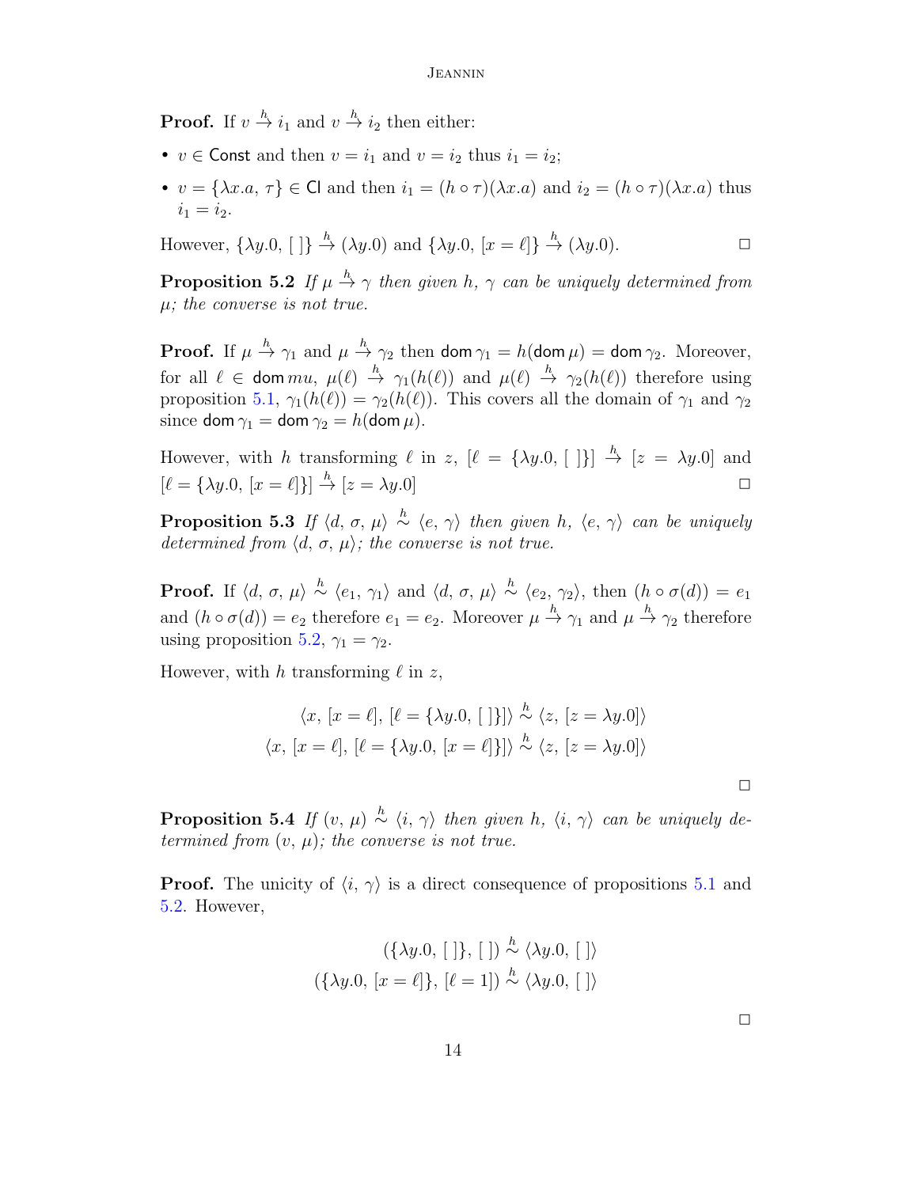**Proof.** If $v \xrightarrow{h} i_1$ and $v \xrightarrow{h} i_2$ then either:

- $v \in \mathsf{Const}$ and then $v = i_1$ and $v = i_2$ thus $i_1 = i_2$;
- $v = \{\lambda x.a,\, \tau\} \in \mathsf{Cl}$ and then $i_1 = (h \circ \tau)(\lambda x.a)$ and $i_2 = (h \circ \tau)(\lambda x.a)$ thus $i_1 = i_2$.

However, $\{\lambda y.0,\, [\,]\} \xrightarrow{h} (\lambda y.0)$ and $\{\lambda y.0,\, [x = \ell]\} \xrightarrow{h} (\lambda y.0)$. $\square$

**Proposition 5.2** *If $\mu \xrightarrow{h} \gamma$ then given $h$, $\gamma$ can be uniquely determined from $\mu$; the converse is not true.*

**Proof.** If $\mu \xrightarrow{h} \gamma_1$ and $\mu \xrightarrow{h} \gamma_2$ then $\mathsf{dom}\,\gamma_1 = h(\mathsf{dom}\,\mu) = \mathsf{dom}\,\gamma_2$. Moreover, for all $\ell \in \mathsf{dom}\,mu$, $\mu(\ell) \xrightarrow{h} \gamma_1(h(\ell))$ and $\mu(\ell) \xrightarrow{h} \gamma_2(h(\ell))$ therefore using proposition 5.1, $\gamma_1(h(\ell)) = \gamma_2(h(\ell))$. This covers all the domain of $\gamma_1$ and $\gamma_2$ since $\mathsf{dom}\,\gamma_1 = \mathsf{dom}\,\gamma_2 = h(\mathsf{dom}\,\mu)$.

However, with $h$ transforming $\ell$ in $z$, $[\ell = \{\lambda y.0,\, [\,]\}] \xrightarrow{h} [z = \lambda y.0]$ and $[\ell = \{\lambda y.0,\, [x = \ell]\}] \xrightarrow{h} [z = \lambda y.0]$ $\square$

**Proposition 5.3** *If $\langle d,\, \sigma,\, \mu\rangle \overset{h}{\sim} \langle e,\, \gamma\rangle$ then given $h$, $\langle e,\, \gamma\rangle$ can be uniquely determined from $\langle d,\, \sigma,\, \mu\rangle$; the converse is not true.*

**Proof.** If $\langle d,\, \sigma,\, \mu\rangle \overset{h}{\sim} \langle e_1,\, \gamma_1\rangle$ and $\langle d,\, \sigma,\, \mu\rangle \overset{h}{\sim} \langle e_2,\, \gamma_2\rangle$, then $(h \circ \sigma(d)) = e_1$ and $(h \circ \sigma(d)) = e_2$ therefore $e_1 = e_2$. Moreover $\mu \xrightarrow{h} \gamma_1$ and $\mu \xrightarrow{h} \gamma_2$ therefore using proposition 5.2, $\gamma_1 = \gamma_2$.

However, with $h$ transforming $\ell$ in $z$,

$$\langle x,\, [x = \ell],\, [\ell = \{\lambda y.0,\, [\,]\}]\rangle \overset{h}{\sim} \langle z,\, [z = \lambda y.0]\rangle$$
$$\langle x,\, [x = \ell],\, [\ell = \{\lambda y.0,\, [x = \ell]\}]\rangle \overset{h}{\sim} \langle z,\, [z = \lambda y.0]\rangle$$

$\square$

**Proposition 5.4** *If $(v,\, \mu) \overset{h}{\sim} \langle i,\, \gamma\rangle$ then given $h$, $\langle i,\, \gamma\rangle$ can be uniquely determined from $(v,\, \mu)$; the converse is not true.*

**Proof.** The unicity of $\langle i,\, \gamma\rangle$ is a direct consequence of propositions 5.1 and 5.2. However,

$$(\{\lambda y.0,\, [\,]\},\, [\,]) \overset{h}{\sim} \langle \lambda y.0,\, [\,]\rangle$$
$$(\{\lambda y.0,\, [x = \ell]\},\, [\ell = 1]) \overset{h}{\sim} \langle \lambda y.0,\, [\,]\rangle$$

$\square$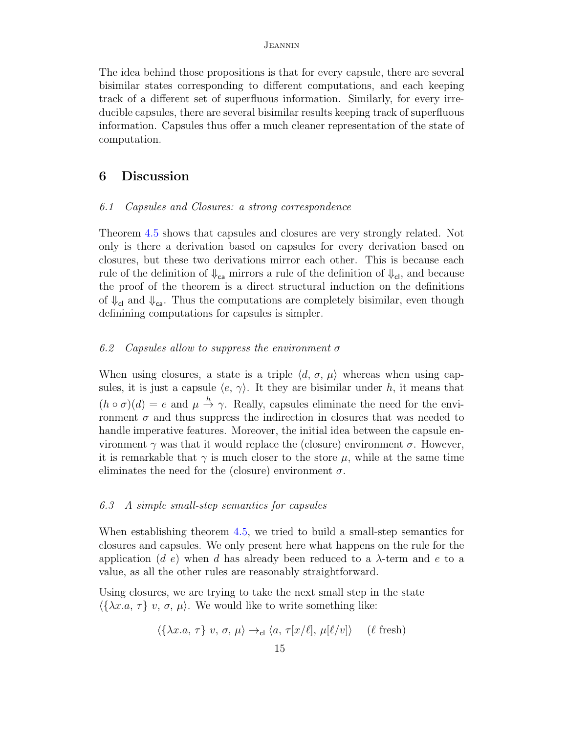The idea behind those propositions is that for every capsule, there are several bisimilar states corresponding to different computations, and each keeping track of a different set of superfluous information. Similarly, for every irreducible capsules, there are several bisimilar results keeping track of superfluous information. Capsules thus offer a much cleaner representation of the state of computation.

## 6 Discussion

### *6.1 Capsules and Closures: a strong correspondence*

Theorem 4.5 shows that capsules and closures are very strongly related. Not only is there a derivation based on capsules for every derivation based on closures, but these two derivations mirror each other. This is because each rule of the definition of $\Downarrow_{\mathsf{ca}}$ mirrors a rule of the definition of $\Downarrow_{\mathsf{cl}}$, and because the proof of the theorem is a direct structural induction on the definitions of $\Downarrow_{\mathsf{cl}}$ and $\Downarrow_{\mathsf{ca}}$. Thus the computations are completely bisimilar, even though definining computations for capsules is simpler.

### *6.2 Capsules allow to suppress the environment $\sigma$*

When using closures, a state is a triple $\langle d,\, \sigma,\, \mu\rangle$ whereas when using capsules, it is just a capsule $\langle e,\, \gamma\rangle$. It they are bisimilar under $h$, it means that $(h \circ \sigma)(d) = e$ and $\mu \overset{h}{\to} \gamma$. Really, capsules eliminate the need for the environment $\sigma$ and thus suppress the indirection in closures that was needed to handle imperative features. Moreover, the initial idea between the capsule environment $\gamma$ was that it would replace the (closure) environment $\sigma$. However, it is remarkable that $\gamma$ is much closer to the store $\mu$, while at the same time eliminates the need for the (closure) environment $\sigma$.

### *6.3 A simple small-step semantics for capsules*

When establishing theorem 4.5, we tried to build a small-step semantics for closures and capsules. We only present here what happens on the rule for the application $(d\ e)$ when $d$ has already been reduced to a $\lambda$-term and $e$ to a value, as all the other rules are reasonably straightforward.

Using closures, we are trying to take the next small step in the state $\langle\{\lambda x.a,\, \tau\}\ v,\, \sigma,\, \mu\rangle$. We would like to write something like:

$$\langle\{\lambda x.a,\, \tau\}\ v,\, \sigma,\, \mu\rangle \to_{\mathsf{cl}} \langle a,\, \tau[x/\ell],\, \mu[\ell/v]\rangle \quad (\ell \text{ fresh})$$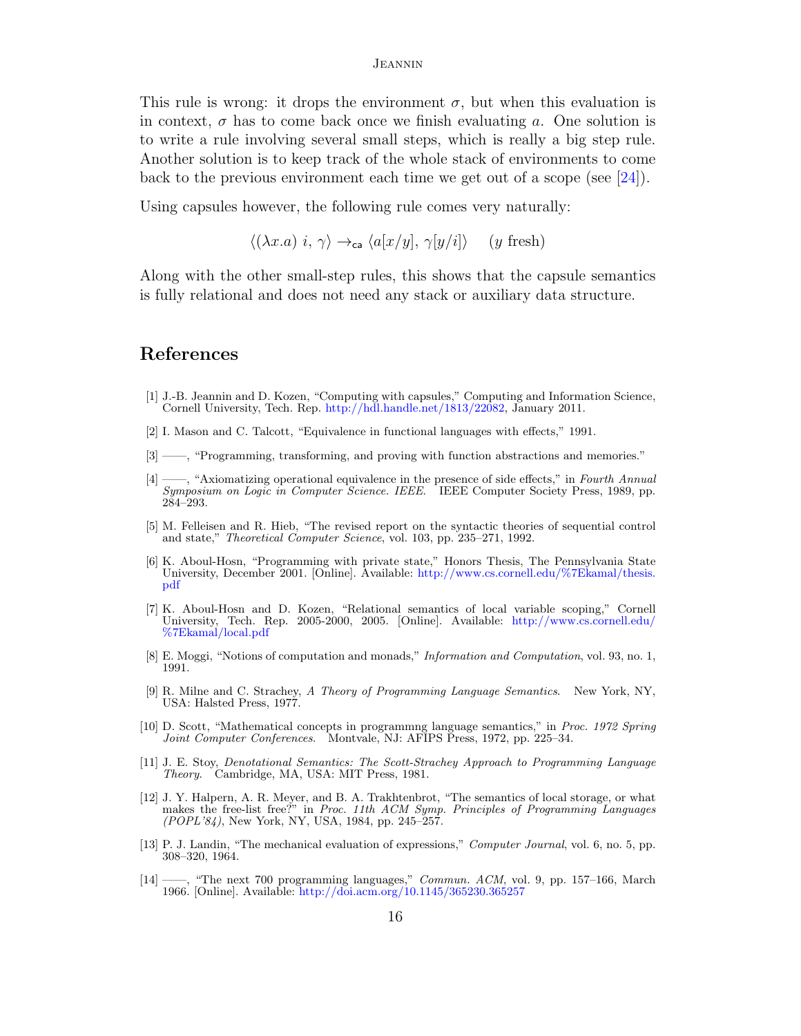This rule is wrong: it drops the environment $\sigma$, but when this evaluation is in context, $\sigma$ has to come back once we finish evaluating $a$. One solution is to write a rule involving several small steps, which is really a big step rule. Another solution is to keep track of the whole stack of environments to come back to the previous environment each time we get out of a scope (see [24]).

Using capsules however, the following rule comes very naturally:

$$\langle(\lambda x.a)\ i,\ \gamma\rangle \to_{\mathsf{ca}} \langle a[x/y],\ \gamma[y/i]\rangle \quad (y \text{ fresh})$$

Along with the other small-step rules, this shows that the capsule semantics is fully relational and does not need any stack or auxiliary data structure.

## References

[1] J.-B. Jeannin and D. Kozen, "Computing with capsules," Computing and Information Science, Cornell University, Tech. Rep. http://hdl.handle.net/1813/22082, January 2011.

[2] I. Mason and C. Talcott, "Equivalence in functional languages with effects," 1991.

[3] ——, "Programming, transforming, and proving with function abstractions and memories."

[4] ——, "Axiomatizing operational equivalence in the presence of side effects," in *Fourth Annual Symposium on Logic in Computer Science. IEEE*. IEEE Computer Society Press, 1989, pp. 284–293.

[5] M. Felleisen and R. Hieb, "The revised report on the syntactic theories of sequential control and state," *Theoretical Computer Science*, vol. 103, pp. 235–271, 1992.

[6] K. Aboul-Hosn, "Programming with private state," Honors Thesis, The Pennsylvania State University, December 2001. [Online]. Available: http://www.cs.cornell.edu/%7Ekamal/thesis.pdf

[7] K. Aboul-Hosn and D. Kozen, "Relational semantics of local variable scoping," Cornell University, Tech. Rep. 2005-2000, 2005. [Online]. Available: http://www.cs.cornell.edu/%7Ekamal/local.pdf

[8] E. Moggi, "Notions of computation and monads," *Information and Computation*, vol. 93, no. 1, 1991.

[9] R. Milne and C. Strachey, *A Theory of Programming Language Semantics*. New York, NY, USA: Halsted Press, 1977.

[10] D. Scott, "Mathematical concepts in programmng language semantics," in *Proc. 1972 Spring Joint Computer Conferences*. Montvale, NJ: AFIPS Press, 1972, pp. 225–34.

[11] J. E. Stoy, *Denotational Semantics: The Scott-Strachey Approach to Programming Language Theory*. Cambridge, MA, USA: MIT Press, 1981.

[12] J. Y. Halpern, A. R. Meyer, and B. A. Trakhtenbrot, "The semantics of local storage, or what makes the free-list free?" in *Proc. 11th ACM Symp. Principles of Programming Languages (POPL'84)*, New York, NY, USA, 1984, pp. 245–257.

[13] P. J. Landin, "The mechanical evaluation of expressions," *Computer Journal*, vol. 6, no. 5, pp. 308–320, 1964.

[14] ——, "The next 700 programming languages," *Commun. ACM*, vol. 9, pp. 157–166, March 1966. [Online]. Available: http://doi.acm.org/10.1145/365230.365257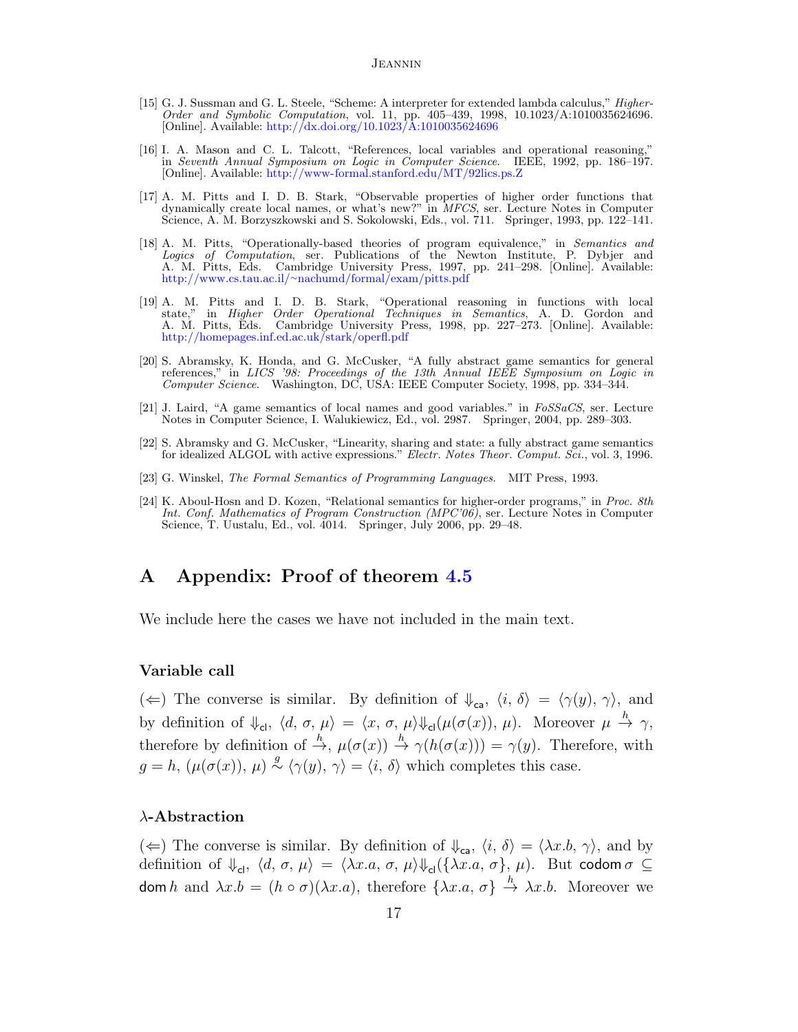[15] G. J. Sussman and G. L. Steele, "Scheme: A interpreter for extended lambda calculus," *Higher-Order and Symbolic Computation*, vol. 11, pp. 405–439, 1998, 10.1023/A:1010035624696. [Online]. Available: http://dx.doi.org/10.1023/A:1010035624696

[16] I. A. Mason and C. L. Talcott, "References, local variables and operational reasoning," in *Seventh Annual Symposium on Logic in Computer Science*. IEEE, 1992, pp. 186–197. [Online]. Available: http://www-formal.stanford.edu/MT/92lics.ps.Z

[17] A. M. Pitts and I. D. B. Stark, "Observable properties of higher order functions that dynamically create local names, or what's new?" in *MFCS*, ser. Lecture Notes in Computer Science, A. M. Borzyszkowski and S. Sokolowski, Eds., vol. 711. Springer, 1993, pp. 122–141.

[18] A. M. Pitts, "Operationally-based theories of program equivalence," in *Semantics and Logics of Computation*, ser. Publications of the Newton Institute, P. Dybjer and A. M. Pitts, Eds. Cambridge University Press, 1997, pp. 241–298. [Online]. Available: http://www.cs.tau.ac.il/~nachumd/formal/exam/pitts.pdf

[19] A. M. Pitts and I. D. B. Stark, "Operational reasoning in functions with local state," in *Higher Order Operational Techniques in Semantics*, A. D. Gordon and A. M. Pitts, Eds. Cambridge University Press, 1998, pp. 227–273. [Online]. Available: http://homepages.inf.ed.ac.uk/stark/operfl.pdf

[20] S. Abramsky, K. Honda, and G. McCusker, "A fully abstract game semantics for general references," in *LICS '98: Proceedings of the 13th Annual IEEE Symposium on Logic in Computer Science*. Washington, DC, USA: IEEE Computer Society, 1998, pp. 334–344.

[21] J. Laird, "A game semantics of local names and good variables." in *FoSSaCS*, ser. Lecture Notes in Computer Science, I. Walukiewicz, Ed., vol. 2987. Springer, 2004, pp. 289–303.

[22] S. Abramsky and G. McCusker, "Linearity, sharing and state: a fully abstract game semantics for idealized ALGOL with active expressions." *Electr. Notes Theor. Comput. Sci.*, vol. 3, 1996.

[23] G. Winskel, *The Formal Semantics of Programming Languages*. MIT Press, 1993.

[24] K. Aboul-Hosn and D. Kozen, "Relational semantics for higher-order programs," in *Proc. 8th Int. Conf. Mathematics of Program Construction (MPC'06)*, ser. Lecture Notes in Computer Science, T. Uustalu, Ed., vol. 4014. Springer, July 2006, pp. 29–48.

# A Appendix: Proof of theorem 4.5

We include here the cases we have not included in the main text.

### Variable call

($\Leftarrow$) The converse is similar. By definition of $\Downarrow_{\mathsf{ca}}$, $\langle i,\, \delta\rangle = \langle \gamma(y),\, \gamma\rangle$, and by definition of $\Downarrow_{\mathsf{cl}}$, $\langle d,\, \sigma,\, \mu\rangle = \langle x,\, \sigma,\, \mu\rangle \Downarrow_{\mathsf{cl}} (\mu(\sigma(x)),\, \mu)$. Moreover $\mu \overset{h}{\to} \gamma$, therefore by definition of $\overset{h}{\to}$, $\mu(\sigma(x)) \overset{h}{\to} \gamma(h(\sigma(x))) = \gamma(y)$. Therefore, with $g = h$, $(\mu(\sigma(x)),\, \mu) \overset{g}{\sim} \langle \gamma(y),\, \gamma\rangle = \langle i,\, \delta\rangle$ which completes this case.

### $\lambda$-Abstraction

($\Leftarrow$) The converse is similar. By definition of $\Downarrow_{\mathsf{ca}}$, $\langle i,\, \delta\rangle = \langle \lambda x.b,\, \gamma\rangle$, and by definition of $\Downarrow_{\mathsf{cl}}$, $\langle d,\, \sigma,\, \mu\rangle = \langle \lambda x.a,\, \sigma,\, \mu\rangle \Downarrow_{\mathsf{cl}} (\{\lambda x.a,\, \sigma\},\, \mu)$. But $\mathsf{codom}\,\sigma \subseteq \mathsf{dom}\,h$ and $\lambda x.b = (h \circ \sigma)(\lambda x.a)$, therefore $\{\lambda x.a,\, \sigma\} \overset{h}{\to} \lambda x.b$. Moreover we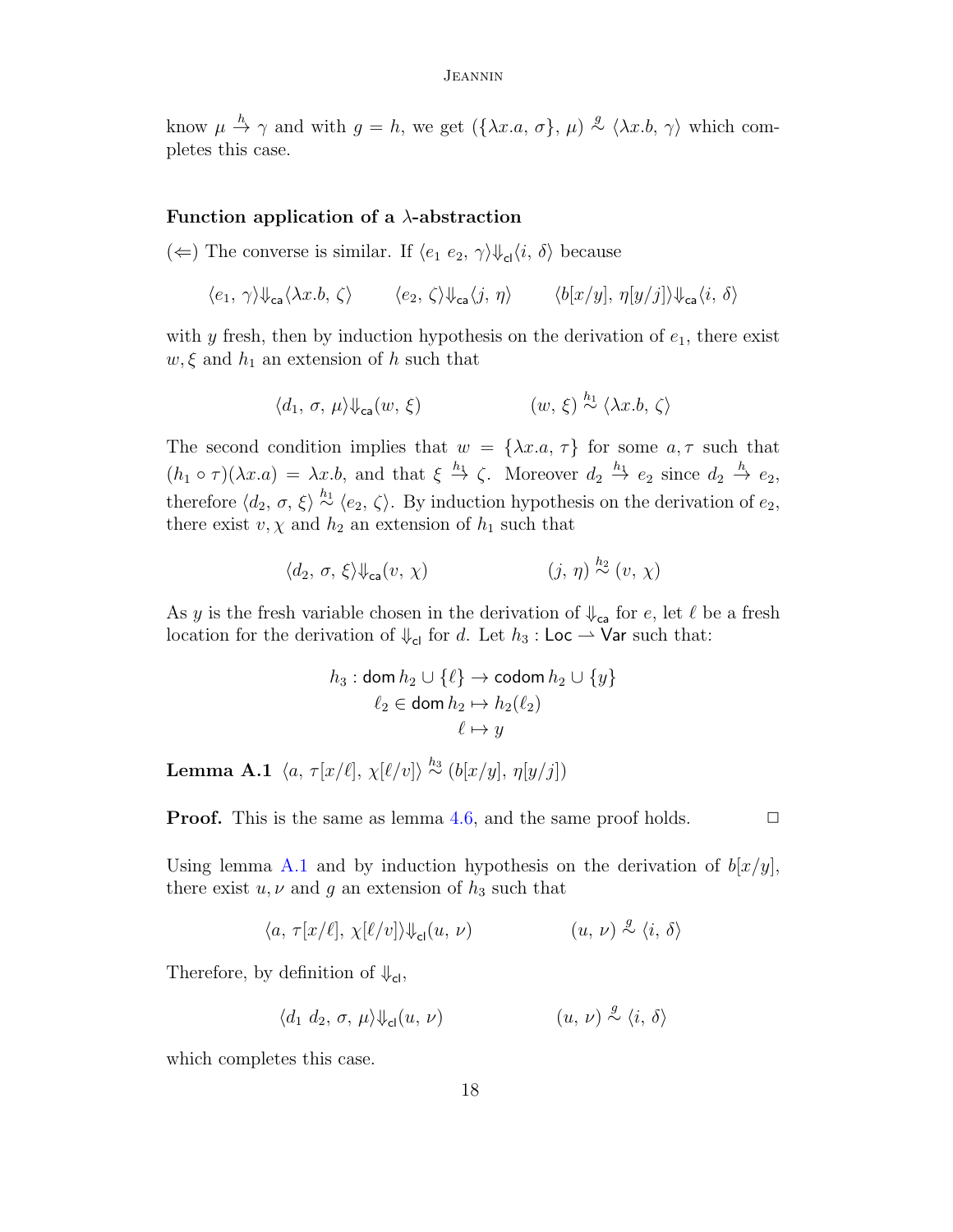know $\mu \xrightarrow{h} \gamma$ and with $g = h$, we get $(\{\lambda x.a,\, \sigma\},\, \mu) \overset{g}{\sim} \langle \lambda x.b,\, \gamma\rangle$ which completes this case.

### Function application of a $\lambda$-abstraction

($\Leftarrow$) The converse is similar. If $\langle e_1\ e_2,\, \gamma\rangle \Downarrow_{\mathsf{cl}} \langle i,\, \delta\rangle$ because

$$\langle e_1,\, \gamma\rangle \Downarrow_{\mathsf{ca}} \langle \lambda x.b,\, \zeta\rangle \qquad \langle e_2,\, \zeta\rangle \Downarrow_{\mathsf{ca}} \langle j,\, \eta\rangle \qquad \langle b[x/y],\, \eta[y/j]\rangle \Downarrow_{\mathsf{ca}} \langle i,\, \delta\rangle$$

with $y$ fresh, then by induction hypothesis on the derivation of $e_1$, there exist $w, \xi$ and $h_1$ an extension of $h$ such that

$$\langle d_1,\, \sigma,\, \mu\rangle \Downarrow_{\mathsf{ca}} (w,\, \xi) \qquad\qquad (w,\, \xi) \overset{h_1}{\sim} \langle \lambda x.b,\, \zeta\rangle$$

The second condition implies that $w = \{\lambda x.a,\, \tau\}$ for some $a, \tau$ such that $(h_1 \circ \tau)(\lambda x.a) = \lambda x.b$, and that $\xi \xrightarrow{h_1} \zeta$. Moreover $d_2 \xrightarrow{h_1} e_2$ since $d_2 \xrightarrow{h} e_2$, therefore $\langle d_2,\, \sigma,\, \xi\rangle \overset{h_1}{\sim} \langle e_2,\, \zeta\rangle$. By induction hypothesis on the derivation of $e_2$, there exist $v, \chi$ and $h_2$ an extension of $h_1$ such that

$$\langle d_2,\, \sigma,\, \xi\rangle \Downarrow_{\mathsf{ca}} (v,\, \chi) \qquad\qquad (j,\, \eta) \overset{h_2}{\sim} (v,\, \chi)$$

As $y$ is the fresh variable chosen in the derivation of $\Downarrow_{\mathsf{ca}}$ for $e$, let $\ell$ be a fresh location for the derivation of $\Downarrow_{\mathsf{cl}}$ for $d$. Let $h_3 : \mathsf{Loc} \rightharpoonup \mathsf{Var}$ such that:

$$\begin{aligned} h_3 : \mathsf{dom}\, h_2 \cup \{\ell\} &\to \mathsf{codom}\, h_2 \cup \{y\} \\ \ell_2 \in \mathsf{dom}\, h_2 &\mapsto h_2(\ell_2) \\ \ell &\mapsto y \end{aligned}$$

**Lemma A.1** $\langle a,\, \tau[x/\ell],\, \chi[\ell/v]\rangle \overset{h_3}{\sim} (b[x/y],\, \eta[y/j])$

**Proof.** This is the same as lemma 4.6, and the same proof holds. $\square$

Using lemma A.1 and by induction hypothesis on the derivation of $b[x/y]$, there exist $u, \nu$ and $g$ an extension of $h_3$ such that

$$\langle a,\, \tau[x/\ell],\, \chi[\ell/v]\rangle \Downarrow_{\mathsf{cl}} (u,\, \nu) \qquad\qquad (u,\, \nu) \overset{g}{\sim} \langle i,\, \delta\rangle$$

Therefore, by definition of $\Downarrow_{\mathsf{cl}}$,

$$\langle d_1\ d_2,\, \sigma,\, \mu\rangle \Downarrow_{\mathsf{cl}} (u,\, \nu) \qquad\qquad (u,\, \nu) \overset{g}{\sim} \langle i,\, \delta\rangle$$

which completes this case.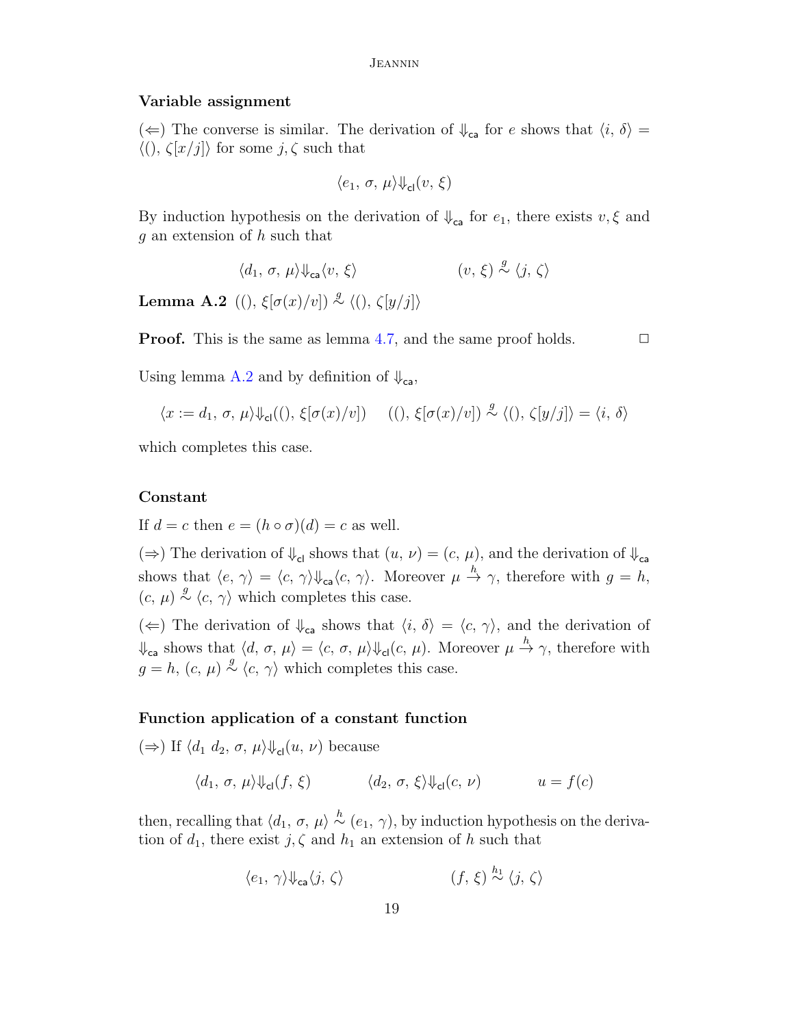### Variable assignment

($\Leftarrow$) The converse is similar. The derivation of $\Downarrow_{\mathsf{ca}}$ for $e$ shows that $\langle i,\, \delta\rangle = \langle (),\, \zeta[x/j]\rangle$ for some $j, \zeta$ such that

$$\langle e_1,\, \sigma,\, \mu\rangle \Downarrow_{\mathsf{cl}} (v,\, \xi)$$

By induction hypothesis on the derivation of $\Downarrow_{\mathsf{ca}}$ for $e_1$, there exists $v, \xi$ and $g$ an extension of $h$ such that

$$\langle d_1,\, \sigma,\, \mu\rangle \Downarrow_{\mathsf{ca}} \langle v,\, \xi\rangle \qquad\qquad (v,\, \xi) \overset{g}{\sim} \langle j,\, \zeta\rangle$$

**Lemma A.2** $((),\, \xi[\sigma(x)/v]) \overset{g}{\sim} \langle (),\, \zeta[y/j]\rangle$

**Proof.** This is the same as lemma 4.7, and the same proof holds. $\square$

Using lemma A.2 and by definition of $\Downarrow_{\mathsf{ca}}$,

$$\langle x := d_1,\, \sigma,\, \mu\rangle \Downarrow_{\mathsf{cl}} ((),\, \xi[\sigma(x)/v]) \qquad ((),\, \xi[\sigma(x)/v]) \overset{g}{\sim} \langle (),\, \zeta[y/j]\rangle = \langle i,\, \delta\rangle$$

which completes this case.

### Constant

If $d = c$ then $e = (h \circ \sigma)(d) = c$ as well.

($\Rightarrow$) The derivation of $\Downarrow_{\mathsf{cl}}$ shows that $(u,\, \nu) = (c,\, \mu)$, and the derivation of $\Downarrow_{\mathsf{ca}}$ shows that $\langle e,\, \gamma\rangle = \langle c,\, \gamma\rangle \Downarrow_{\mathsf{ca}} \langle c,\, \gamma\rangle$. Moreover $\mu \overset{h}{\to} \gamma$, therefore with $g = h$, $(c,\, \mu) \overset{g}{\sim} \langle c,\, \gamma\rangle$ which completes this case.

($\Leftarrow$) The derivation of $\Downarrow_{\mathsf{ca}}$ shows that $\langle i,\, \delta\rangle = \langle c,\, \gamma\rangle$, and the derivation of $\Downarrow_{\mathsf{ca}}$ shows that $\langle d,\, \sigma,\, \mu\rangle = \langle c,\, \sigma,\, \mu\rangle \Downarrow_{\mathsf{cl}} (c,\, \mu)$. Moreover $\mu \overset{h}{\to} \gamma$, therefore with $g = h$, $(c,\, \mu) \overset{g}{\sim} \langle c,\, \gamma\rangle$ which completes this case.

### Function application of a constant function

($\Rightarrow$) If $\langle d_1\; d_2,\, \sigma,\, \mu\rangle \Downarrow_{\mathsf{cl}} (u,\, \nu)$ because

$$\langle d_1,\, \sigma,\, \mu\rangle \Downarrow_{\mathsf{cl}} (f,\, \xi) \qquad\qquad \langle d_2,\, \sigma,\, \xi\rangle \Downarrow_{\mathsf{cl}} (c,\, \nu) \qquad\qquad u = f(c)$$

then, recalling that $\langle d_1,\, \sigma,\, \mu\rangle \overset{h}{\sim} (e_1,\, \gamma)$, by induction hypothesis on the derivation of $d_1$, there exist $j, \zeta$ and $h_1$ an extension of $h$ such that

$$\langle e_1,\, \gamma\rangle \Downarrow_{\mathsf{ca}} \langle j,\, \zeta\rangle \qquad\qquad (f,\, \xi) \overset{h_1}{\sim} \langle j,\, \zeta\rangle$$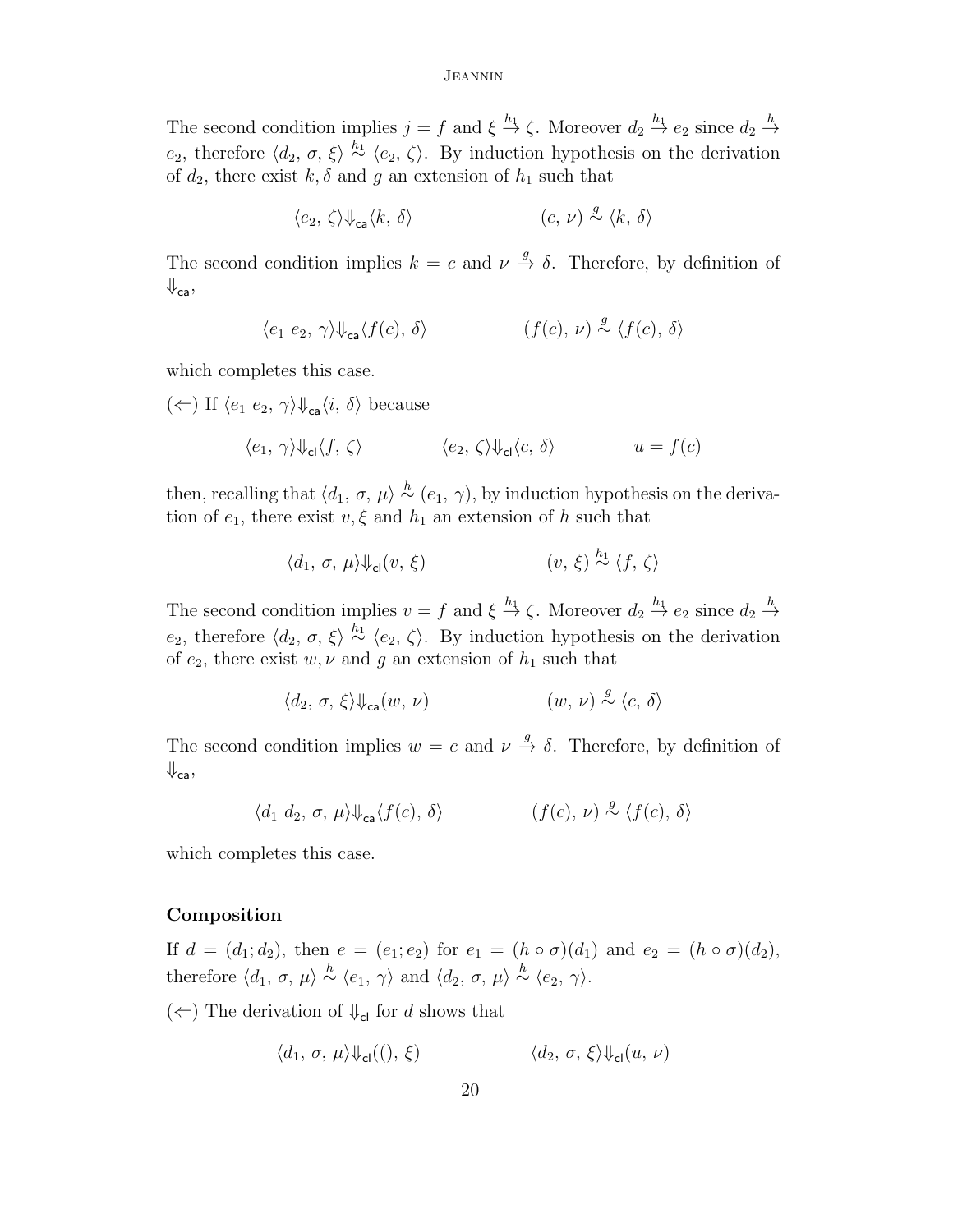The second condition implies $j = f$ and $\xi \stackrel{h_1}{\to} \zeta$. Moreover $d_2 \stackrel{h_1}{\to} e_2$ since $d_2 \stackrel{h}{\to} e_2$, therefore $\langle d_2,\, \sigma,\, \xi\rangle \stackrel{h_1}{\sim} \langle e_2,\, \zeta\rangle$. By induction hypothesis on the derivation of $d_2$, there exist $k, \delta$ and $g$ an extension of $h_1$ such that

$$\langle e_2,\, \zeta\rangle {\Downarrow_{\mathsf{ca}}} \langle k,\, \delta\rangle \qquad\qquad (c,\, \nu) \stackrel{g}{\sim} \langle k,\, \delta\rangle$$

The second condition implies $k = c$ and $\nu \stackrel{g}{\to} \delta$. Therefore, by definition of ${\Downarrow_{\mathsf{ca}}}$,

$$\langle e_1\ e_2,\, \gamma\rangle {\Downarrow_{\mathsf{ca}}} \langle f(c),\, \delta\rangle \qquad\qquad (f(c),\, \nu) \stackrel{g}{\sim} \langle f(c),\, \delta\rangle$$

which completes this case.

($\Leftarrow$) If $\langle e_1\ e_2,\, \gamma\rangle {\Downarrow_{\mathsf{ca}}} \langle i,\, \delta\rangle$ because

$$\langle e_1,\, \gamma\rangle {\Downarrow_{\mathsf{cl}}} \langle f,\, \zeta\rangle \qquad\qquad \langle e_2,\, \zeta\rangle {\Downarrow_{\mathsf{cl}}} \langle c,\, \delta\rangle \qquad\qquad u = f(c)$$

then, recalling that $\langle d_1,\, \sigma,\, \mu\rangle \stackrel{h}{\sim} (e_1,\, \gamma)$, by induction hypothesis on the derivation of $e_1$, there exist $v, \xi$ and $h_1$ an extension of $h$ such that

$$\langle d_1,\, \sigma,\, \mu\rangle {\Downarrow_{\mathsf{cl}}} (v,\, \xi) \qquad\qquad (v,\, \xi) \stackrel{h_1}{\sim} \langle f,\, \zeta\rangle$$

The second condition implies $v = f$ and $\xi \stackrel{h_1}{\to} \zeta$. Moreover $d_2 \stackrel{h_1}{\to} e_2$ since $d_2 \stackrel{h}{\to} e_2$, therefore $\langle d_2,\, \sigma,\, \xi\rangle \stackrel{h_1}{\sim} \langle e_2,\, \zeta\rangle$. By induction hypothesis on the derivation of $e_2$, there exist $w, \nu$ and $g$ an extension of $h_1$ such that

$$\langle d_2,\, \sigma,\, \xi\rangle {\Downarrow_{\mathsf{ca}}} (w,\, \nu) \qquad\qquad (w,\, \nu) \stackrel{g}{\sim} \langle c,\, \delta\rangle$$

The second condition implies $w = c$ and $\nu \stackrel{g}{\to} \delta$. Therefore, by definition of ${\Downarrow_{\mathsf{ca}}}$,

$$\langle d_1\ d_2,\, \sigma,\, \mu\rangle {\Downarrow_{\mathsf{ca}}} \langle f(c),\, \delta\rangle \qquad\qquad (f(c),\, \nu) \stackrel{g}{\sim} \langle f(c),\, \delta\rangle$$

which completes this case.

**Composition**

If $d = (d_1; d_2)$, then $e = (e_1; e_2)$ for $e_1 = (h \circ \sigma)(d_1)$ and $e_2 = (h \circ \sigma)(d_2)$, therefore $\langle d_1,\, \sigma,\, \mu\rangle \stackrel{h}{\sim} \langle e_1,\, \gamma\rangle$ and $\langle d_2,\, \sigma,\, \mu\rangle \stackrel{h}{\sim} \langle e_2,\, \gamma\rangle$.

($\Leftarrow$) The derivation of ${\Downarrow_{\mathsf{cl}}}$ for $d$ shows that

$$\langle d_1,\, \sigma,\, \mu\rangle {\Downarrow_{\mathsf{cl}}} ((),\, \xi) \qquad\qquad \langle d_2,\, \sigma,\, \xi\rangle {\Downarrow_{\mathsf{cl}}} (u,\, \nu)$$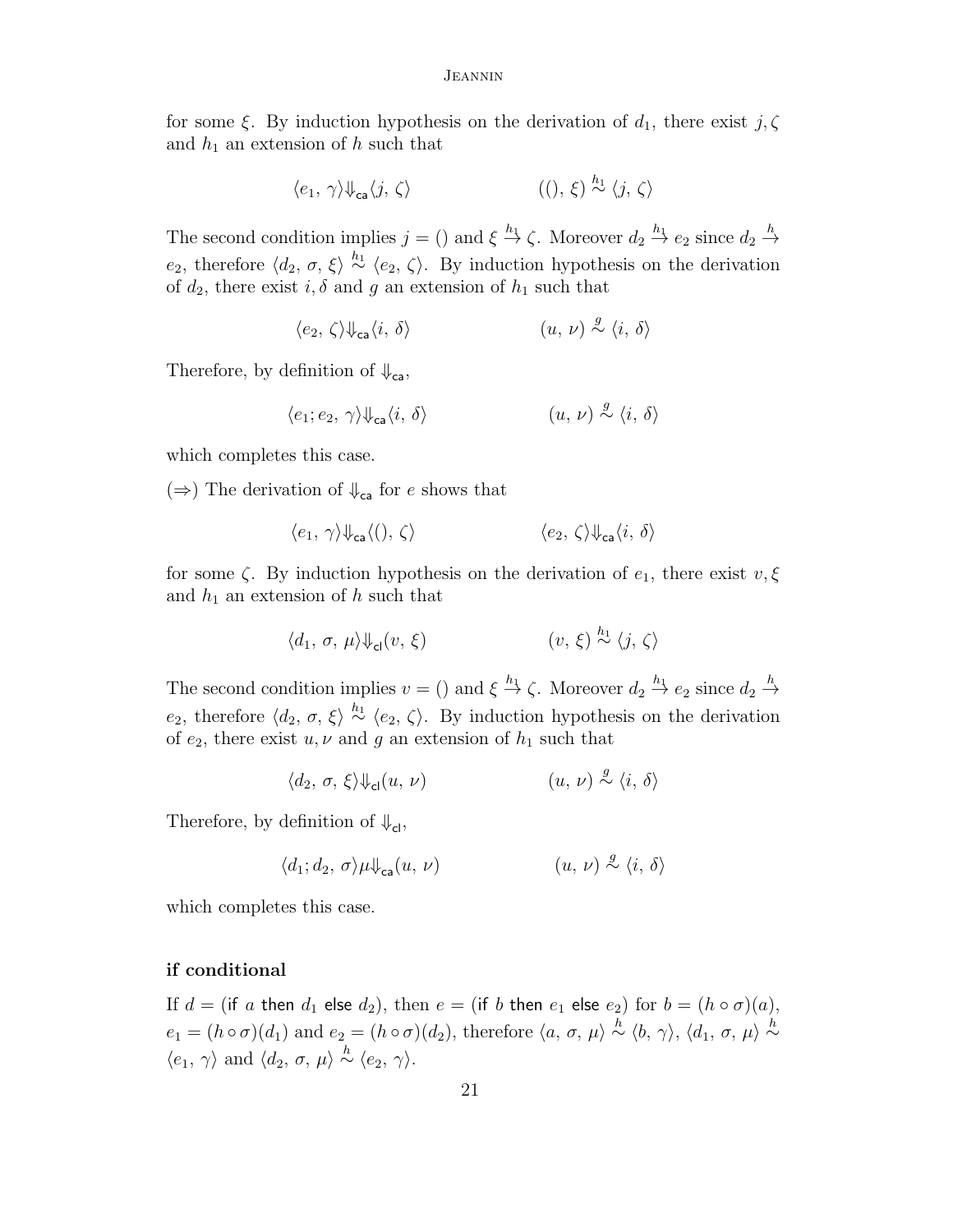for some $\xi$. By induction hypothesis on the derivation of $d_1$, there exist $j, \zeta$ and $h_1$ an extension of $h$ such that

$$\langle e_1,\, \gamma\rangle \Downarrow_{\mathsf{ca}} \langle j,\, \zeta\rangle \qquad\qquad ((),\, \xi) \overset{h_1}{\sim} \langle j,\, \zeta\rangle$$

The second condition implies $j = ()$ and $\xi \overset{h_1}{\to} \zeta$. Moreover $d_2 \overset{h_1}{\to} e_2$ since $d_2 \overset{h}{\to} e_2$, therefore $\langle d_2,\, \sigma,\, \xi\rangle \overset{h_1}{\sim} \langle e_2,\, \zeta\rangle$. By induction hypothesis on the derivation of $d_2$, there exist $i, \delta$ and $g$ an extension of $h_1$ such that

$$\langle e_2,\, \zeta\rangle \Downarrow_{\mathsf{ca}} \langle i,\, \delta\rangle \qquad\qquad (u,\, \nu) \overset{g}{\sim} \langle i,\, \delta\rangle$$

Therefore, by definition of $\Downarrow_{\mathsf{ca}}$,

$$\langle e_1; e_2,\, \gamma\rangle \Downarrow_{\mathsf{ca}} \langle i,\, \delta\rangle \qquad\qquad (u,\, \nu) \overset{g}{\sim} \langle i,\, \delta\rangle$$

which completes this case.

($\Rightarrow$) The derivation of $\Downarrow_{\mathsf{ca}}$ for $e$ shows that

$$\langle e_1,\, \gamma\rangle \Downarrow_{\mathsf{ca}} \langle (),\, \zeta\rangle \qquad\qquad \langle e_2,\, \zeta\rangle \Downarrow_{\mathsf{ca}} \langle i,\, \delta\rangle$$

for some $\zeta$. By induction hypothesis on the derivation of $e_1$, there exist $v, \xi$ and $h_1$ an extension of $h$ such that

$$\langle d_1,\, \sigma,\, \mu\rangle \Downarrow_{\mathsf{cl}} (v,\, \xi) \qquad\qquad (v,\, \xi) \overset{h_1}{\sim} \langle j,\, \zeta\rangle$$

The second condition implies $v = ()$ and $\xi \overset{h_1}{\to} \zeta$. Moreover $d_2 \overset{h_1}{\to} e_2$ since $d_2 \overset{h}{\to} e_2$, therefore $\langle d_2,\, \sigma,\, \xi\rangle \overset{h_1}{\sim} \langle e_2,\, \zeta\rangle$. By induction hypothesis on the derivation of $e_2$, there exist $u, \nu$ and $g$ an extension of $h_1$ such that

$$\langle d_2,\, \sigma,\, \xi\rangle \Downarrow_{\mathsf{cl}} (u,\, \nu) \qquad\qquad (u,\, \nu) \overset{g}{\sim} \langle i,\, \delta\rangle$$

Therefore, by definition of $\Downarrow_{\mathsf{cl}}$,

$$\langle d_1; d_2,\, \sigma\rangle \mu \Downarrow_{\mathsf{ca}} (u,\, \nu) \qquad\qquad (u,\, \nu) \overset{g}{\sim} \langle i,\, \delta\rangle$$

which completes this case.

**if conditional**

If $d = (\mathsf{if}\ a\ \mathsf{then}\ d_1\ \mathsf{else}\ d_2)$, then $e = (\mathsf{if}\ b\ \mathsf{then}\ e_1\ \mathsf{else}\ e_2)$ for $b = (h \circ \sigma)(a)$, $e_1 = (h \circ \sigma)(d_1)$ and $e_2 = (h \circ \sigma)(d_2)$, therefore $\langle a,\, \sigma,\, \mu\rangle \overset{h}{\sim} \langle b,\, \gamma\rangle$, $\langle d_1,\, \sigma,\, \mu\rangle \overset{h}{\sim} \langle e_1,\, \gamma\rangle$ and $\langle d_2,\, \sigma,\, \mu\rangle \overset{h}{\sim} \langle e_2,\, \gamma\rangle$.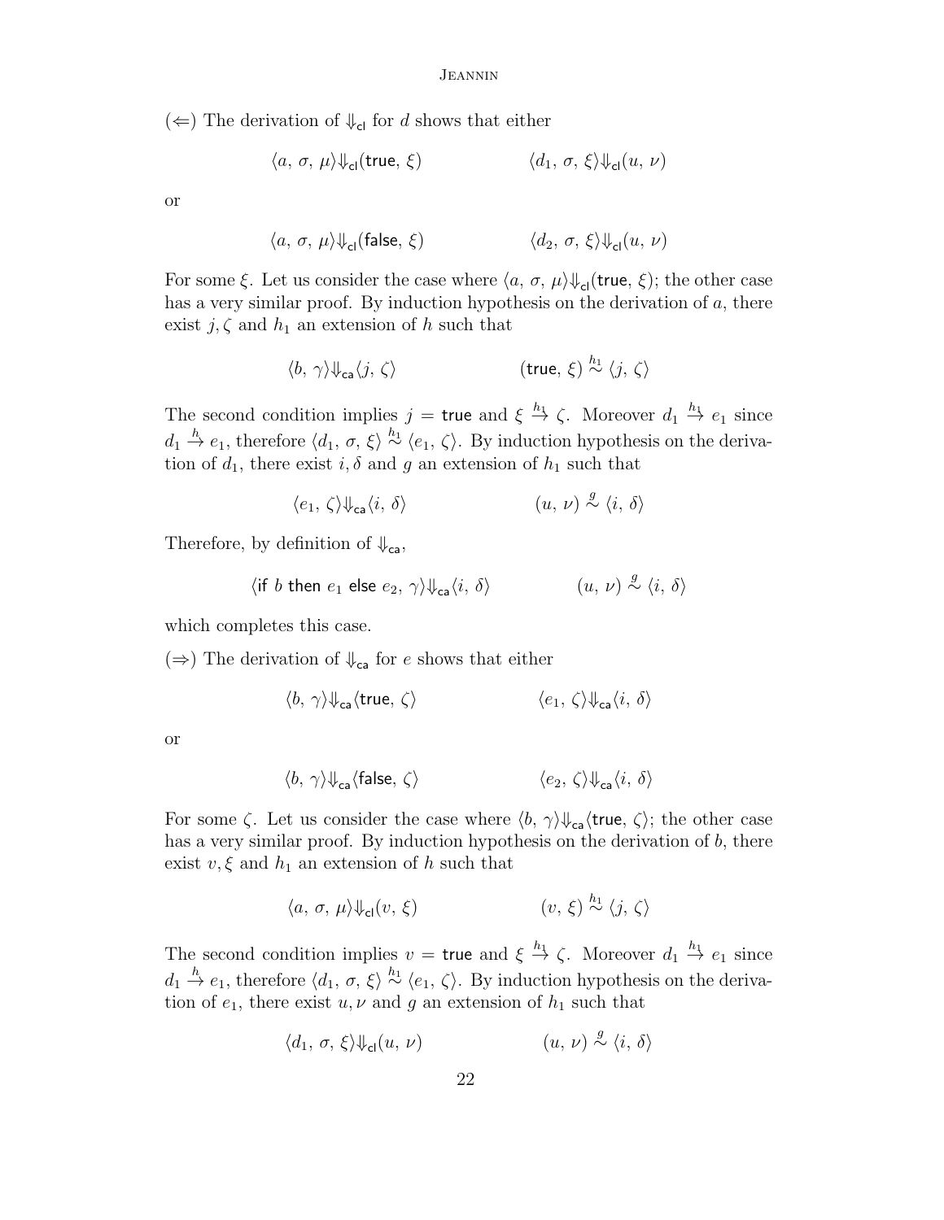(⇐) The derivation of $\Downarrow_{\mathsf{cl}}$ for $d$ shows that either

$$\langle a,\, \sigma,\, \mu\rangle \Downarrow_{\mathsf{cl}} (\mathsf{true},\, \xi) \qquad\qquad \langle d_1,\, \sigma,\, \xi\rangle \Downarrow_{\mathsf{cl}} (u,\, \nu)$$

or

$$\langle a,\, \sigma,\, \mu\rangle \Downarrow_{\mathsf{cl}} (\mathsf{false},\, \xi) \qquad\qquad \langle d_2,\, \sigma,\, \xi\rangle \Downarrow_{\mathsf{cl}} (u,\, \nu)$$

For some $\xi$. Let us consider the case where $\langle a,\, \sigma,\, \mu\rangle \Downarrow_{\mathsf{cl}} (\mathsf{true},\, \xi)$; the other case has a very similar proof. By induction hypothesis on the derivation of $a$, there exist $j, \zeta$ and $h_1$ an extension of $h$ such that

$$\langle b,\, \gamma\rangle \Downarrow_{\mathsf{ca}} \langle j,\, \zeta\rangle \qquad\qquad (\mathsf{true},\, \xi) \overset{h_1}{\sim} \langle j,\, \zeta\rangle$$

The second condition implies $j = \mathsf{true}$ and $\xi \overset{h_1}{\to} \zeta$. Moreover $d_1 \overset{h_1}{\to} e_1$ since $d_1 \overset{h}{\to} e_1$, therefore $\langle d_1,\, \sigma,\, \xi\rangle \overset{h_1}{\sim} \langle e_1,\, \zeta\rangle$. By induction hypothesis on the derivation of $d_1$, there exist $i, \delta$ and $g$ an extension of $h_1$ such that

$$\langle e_1,\, \zeta\rangle \Downarrow_{\mathsf{ca}} \langle i,\, \delta\rangle \qquad\qquad (u,\, \nu) \overset{g}{\sim} \langle i,\, \delta\rangle$$

Therefore, by definition of $\Downarrow_{\mathsf{ca}}$,

$$\langle \mathsf{if}\ b\ \mathsf{then}\ e_1\ \mathsf{else}\ e_2,\, \gamma\rangle \Downarrow_{\mathsf{ca}} \langle i,\, \delta\rangle \qquad\qquad (u,\, \nu) \overset{g}{\sim} \langle i,\, \delta\rangle$$

which completes this case.

(⇒) The derivation of $\Downarrow_{\mathsf{ca}}$ for $e$ shows that either

$$\langle b,\, \gamma\rangle \Downarrow_{\mathsf{ca}} \langle \mathsf{true},\, \zeta\rangle \qquad\qquad \langle e_1,\, \zeta\rangle \Downarrow_{\mathsf{ca}} \langle i,\, \delta\rangle$$

or

$$\langle b,\, \gamma\rangle \Downarrow_{\mathsf{ca}} \langle \mathsf{false},\, \zeta\rangle \qquad\qquad \langle e_2,\, \zeta\rangle \Downarrow_{\mathsf{ca}} \langle i,\, \delta\rangle$$

For some $\zeta$. Let us consider the case where $\langle b,\, \gamma\rangle \Downarrow_{\mathsf{ca}} \langle \mathsf{true},\, \zeta\rangle$; the other case has a very similar proof. By induction hypothesis on the derivation of $b$, there exist $v, \xi$ and $h_1$ an extension of $h$ such that

$$\langle a,\, \sigma,\, \mu\rangle \Downarrow_{\mathsf{cl}} (v,\, \xi) \qquad\qquad (v,\, \xi) \overset{h_1}{\sim} \langle j,\, \zeta\rangle$$

The second condition implies $v = \mathsf{true}$ and $\xi \overset{h_1}{\to} \zeta$. Moreover $d_1 \overset{h_1}{\to} e_1$ since $d_1 \overset{h}{\to} e_1$, therefore $\langle d_1,\, \sigma,\, \xi\rangle \overset{h_1}{\sim} \langle e_1,\, \zeta\rangle$. By induction hypothesis on the derivation of $e_1$, there exist $u, \nu$ and $g$ an extension of $h_1$ such that

$$\langle d_1,\, \sigma,\, \xi\rangle \Downarrow_{\mathsf{cl}} (u,\, \nu) \qquad\qquad (u,\, \nu) \overset{g}{\sim} \langle i,\, \delta\rangle$$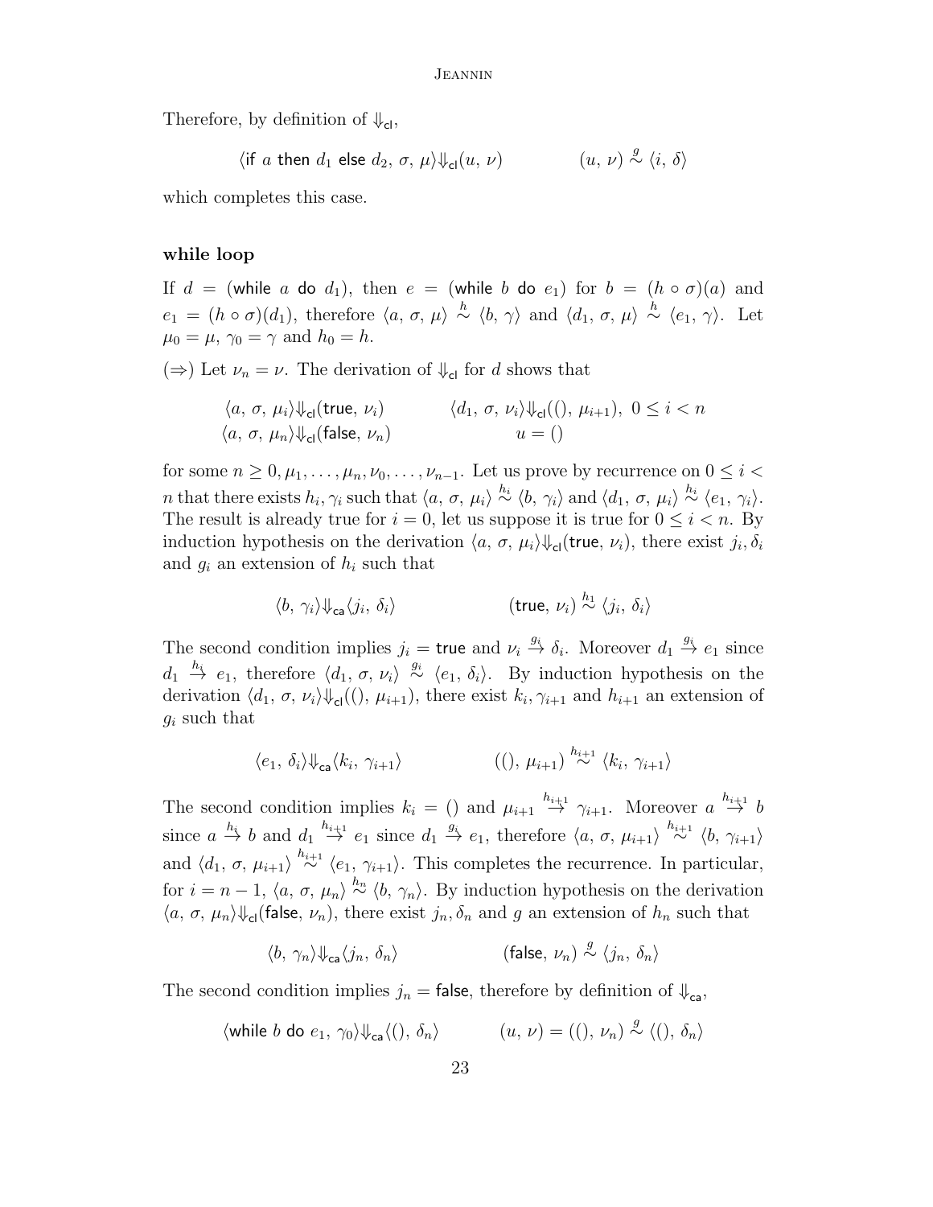Therefore, by definition of $\Downarrow_{\mathsf{cl}}$,

$$\langle \mathsf{if}\ a\ \mathsf{then}\ d_1\ \mathsf{else}\ d_2,\, \sigma,\, \mu\rangle \Downarrow_{\mathsf{cl}} (u,\, \nu) \qquad\qquad (u,\, \nu) \overset{g}{\sim} \langle i,\, \delta\rangle$$

which completes this case.

**while loop**

If $d = (\mathsf{while}\ a\ \mathsf{do}\ d_1)$, then $e = (\mathsf{while}\ b\ \mathsf{do}\ e_1)$ for $b = (h \circ \sigma)(a)$ and $e_1 = (h \circ \sigma)(d_1)$, therefore $\langle a,\, \sigma,\, \mu\rangle \overset{h}{\sim} \langle b,\, \gamma\rangle$ and $\langle d_1,\, \sigma,\, \mu\rangle \overset{h}{\sim} \langle e_1,\, \gamma\rangle$. Let $\mu_0 = \mu$, $\gamma_0 = \gamma$ and $h_0 = h$.

($\Rightarrow$) Let $\nu_n = \nu$. The derivation of $\Downarrow_{\mathsf{cl}}$ for $d$ shows that

$$\begin{array}{ll} \langle a,\, \sigma,\, \mu_i\rangle \Downarrow_{\mathsf{cl}} (\mathsf{true},\, \nu_i) & \langle d_1,\, \sigma,\, \nu_i\rangle \Downarrow_{\mathsf{cl}} ((),\, \mu_{i+1}),\ 0 \le i < n \\ \langle a,\, \sigma,\, \mu_n\rangle \Downarrow_{\mathsf{cl}} (\mathsf{false},\, \nu_n) & u = () \end{array}$$

for some $n \ge 0, \mu_1, \ldots, \mu_n, \nu_0, \ldots, \nu_{n-1}$. Let us prove by recurrence on $0 \le i < n$ that there exists $h_i, \gamma_i$ such that $\langle a,\, \sigma,\, \mu_i\rangle \overset{h_i}{\sim} \langle b,\, \gamma_i\rangle$ and $\langle d_1,\, \sigma,\, \mu_i\rangle \overset{h_i}{\sim} \langle e_1,\, \gamma_i\rangle$. The result is already true for $i = 0$, let us suppose it is true for $0 \le i < n$. By induction hypothesis on the derivation $\langle a,\, \sigma,\, \mu_i\rangle \Downarrow_{\mathsf{cl}} (\mathsf{true},\, \nu_i)$, there exist $j_i, \delta_i$ and $g_i$ an extension of $h_i$ such that

$$\langle b,\, \gamma_i\rangle \Downarrow_{\mathsf{ca}} \langle j_i,\, \delta_i\rangle \qquad\qquad (\mathsf{true},\, \nu_i) \overset{h_1}{\sim} \langle j_i,\, \delta_i\rangle$$

The second condition implies $j_i = \mathsf{true}$ and $\nu_i \overset{g_i}{\to} \delta_i$. Moreover $d_1 \overset{g_i}{\to} e_1$ since $d_1 \overset{h_i}{\to} e_1$, therefore $\langle d_1,\, \sigma,\, \nu_i\rangle \overset{g_i}{\sim} \langle e_1,\, \delta_i\rangle$. By induction hypothesis on the derivation $\langle d_1,\, \sigma,\, \nu_i\rangle \Downarrow_{\mathsf{cl}} ((),\, \mu_{i+1})$, there exist $k_i, \gamma_{i+1}$ and $h_{i+1}$ an extension of $g_i$ such that

$$\langle e_1,\, \delta_i\rangle \Downarrow_{\mathsf{ca}} \langle k_i,\, \gamma_{i+1}\rangle \qquad\qquad ((),\, \mu_{i+1}) \overset{h_{i+1}}{\sim} \langle k_i,\, \gamma_{i+1}\rangle$$

The second condition implies $k_i = ()$ and $\mu_{i+1} \overset{h_{i+1}}{\to} \gamma_{i+1}$. Moreover $a \overset{h_{i+1}}{\to} b$ since $a \overset{h_i}{\to} b$ and $d_1 \overset{h_{i+1}}{\to} e_1$ since $d_1 \overset{g_i}{\to} e_1$, therefore $\langle a,\, \sigma,\, \mu_{i+1}\rangle \overset{h_{i+1}}{\sim} \langle b,\, \gamma_{i+1}\rangle$ and $\langle d_1,\, \sigma,\, \mu_{i+1}\rangle \overset{h_{i+1}}{\sim} \langle e_1,\, \gamma_{i+1}\rangle$. This completes the recurrence. In particular, for $i = n-1$, $\langle a,\, \sigma,\, \mu_n\rangle \overset{h_n}{\sim} \langle b,\, \gamma_n\rangle$. By induction hypothesis on the derivation $\langle a,\, \sigma,\, \mu_n\rangle \Downarrow_{\mathsf{cl}} (\mathsf{false},\, \nu_n)$, there exist $j_n, \delta_n$ and $g$ an extension of $h_n$ such that

$$\langle b,\, \gamma_n\rangle \Downarrow_{\mathsf{ca}} \langle j_n,\, \delta_n\rangle \qquad\qquad (\mathsf{false},\, \nu_n) \overset{g}{\sim} \langle j_n,\, \delta_n\rangle$$

The second condition implies $j_n = \mathsf{false}$, therefore by definition of $\Downarrow_{\mathsf{ca}}$,

$$\langle \mathsf{while}\ b\ \mathsf{do}\ e_1,\, \gamma_0\rangle \Downarrow_{\mathsf{ca}} \langle (),\, \delta_n\rangle \qquad\qquad (u,\, \nu) = ((),\, \nu_n) \overset{g}{\sim} \langle (),\, \delta_n\rangle$$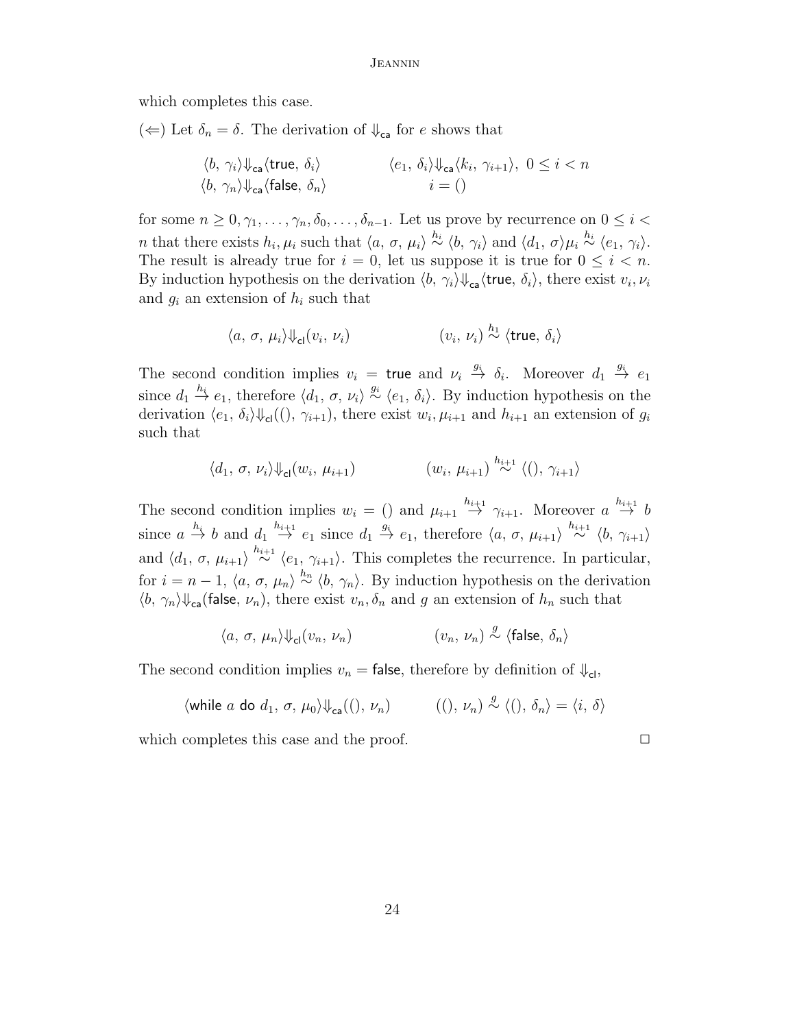which completes this case.

($\Leftarrow$) Let $\delta_n = \delta$. The derivation of $\Downarrow_{\mathsf{ca}}$ for $e$ shows that

$$\begin{array}{ll} \langle b,\, \gamma_i \rangle \Downarrow_{\mathsf{ca}} \langle \mathsf{true},\, \delta_i \rangle & \langle e_1,\, \delta_i \rangle \Downarrow_{\mathsf{ca}} \langle k_i,\, \gamma_{i+1} \rangle,\ 0 \leq i < n \\ \langle b,\, \gamma_n \rangle \Downarrow_{\mathsf{ca}} \langle \mathsf{false},\, \delta_n \rangle & i = () \end{array}$$

for some $n \geq 0, \gamma_1, \ldots, \gamma_n, \delta_0, \ldots, \delta_{n-1}$. Let us prove by recurrence on $0 \leq i < n$ that there exists $h_i, \mu_i$ such that $\langle a,\, \sigma,\, \mu_i \rangle \overset{h_i}{\sim} \langle b,\, \gamma_i \rangle$ and $\langle d_1,\, \sigma \rangle \mu_i \overset{h_i}{\sim} \langle e_1,\, \gamma_i \rangle$. The result is already true for $i = 0$, let us suppose it is true for $0 \leq i < n$. By induction hypothesis on the derivation $\langle b,\, \gamma_i \rangle \Downarrow_{\mathsf{ca}} \langle \mathsf{true},\, \delta_i \rangle$, there exist $v_i, \nu_i$ and $g_i$ an extension of $h_i$ such that

$$\langle a,\, \sigma,\, \mu_i \rangle \Downarrow_{\mathsf{cl}} (v_i,\, \nu_i) \qquad\qquad (v_i,\, \nu_i) \overset{h_1}{\sim} \langle \mathsf{true},\, \delta_i \rangle$$

The second condition implies $v_i = \mathsf{true}$ and $\nu_i \overset{g_i}{\to} \delta_i$. Moreover $d_1 \overset{g_i}{\to} e_1$ since $d_1 \overset{h_i}{\to} e_1$, therefore $\langle d_1,\, \sigma,\, \nu_i \rangle \overset{g_i}{\sim} \langle e_1,\, \delta_i \rangle$. By induction hypothesis on the derivation $\langle e_1,\, \delta_i \rangle \Downarrow_{\mathsf{cl}} ((),\, \gamma_{i+1})$, there exist $w_i, \mu_{i+1}$ and $h_{i+1}$ an extension of $g_i$ such that

$$\langle d_1,\, \sigma,\, \nu_i \rangle \Downarrow_{\mathsf{cl}} (w_i,\, \mu_{i+1}) \qquad\qquad (w_i,\, \mu_{i+1}) \overset{h_{i+1}}{\sim} \langle (),\, \gamma_{i+1} \rangle$$

The second condition implies $w_i = ()$ and $\mu_{i+1} \overset{h_{i+1}}{\to} \gamma_{i+1}$. Moreover $a \overset{h_{i+1}}{\to} b$ since $a \overset{h_i}{\to} b$ and $d_1 \overset{h_{i+1}}{\to} e_1$ since $d_1 \overset{g_i}{\to} e_1$, therefore $\langle a,\, \sigma,\, \mu_{i+1} \rangle \overset{h_{i+1}}{\sim} \langle b,\, \gamma_{i+1} \rangle$ and $\langle d_1,\, \sigma,\, \mu_{i+1} \rangle \overset{h_{i+1}}{\sim} \langle e_1,\, \gamma_{i+1} \rangle$. This completes the recurrence. In particular, for $i = n-1$, $\langle a,\, \sigma,\, \mu_n \rangle \overset{h_n}{\sim} \langle b,\, \gamma_n \rangle$. By induction hypothesis on the derivation $\langle b,\, \gamma_n \rangle \Downarrow_{\mathsf{ca}} (\mathsf{false},\, \nu_n)$, there exist $v_n, \delta_n$ and $g$ an extension of $h_n$ such that

$$\langle a,\, \sigma,\, \mu_n \rangle \Downarrow_{\mathsf{cl}} (v_n,\, \nu_n) \qquad\qquad (v_n,\, \nu_n) \overset{g}{\sim} \langle \mathsf{false},\, \delta_n \rangle$$

The second condition implies $v_n = \mathsf{false}$, therefore by definition of $\Downarrow_{\mathsf{cl}}$,

$$\langle \mathsf{while}\ a\ \mathsf{do}\ d_1,\, \sigma,\, \mu_0 \rangle \Downarrow_{\mathsf{ca}} ((),\, \nu_n) \qquad\qquad ((),\, \nu_n) \overset{g}{\sim} \langle (),\, \delta_n \rangle = \langle i,\, \delta \rangle$$

which completes this case and the proof. $\square$